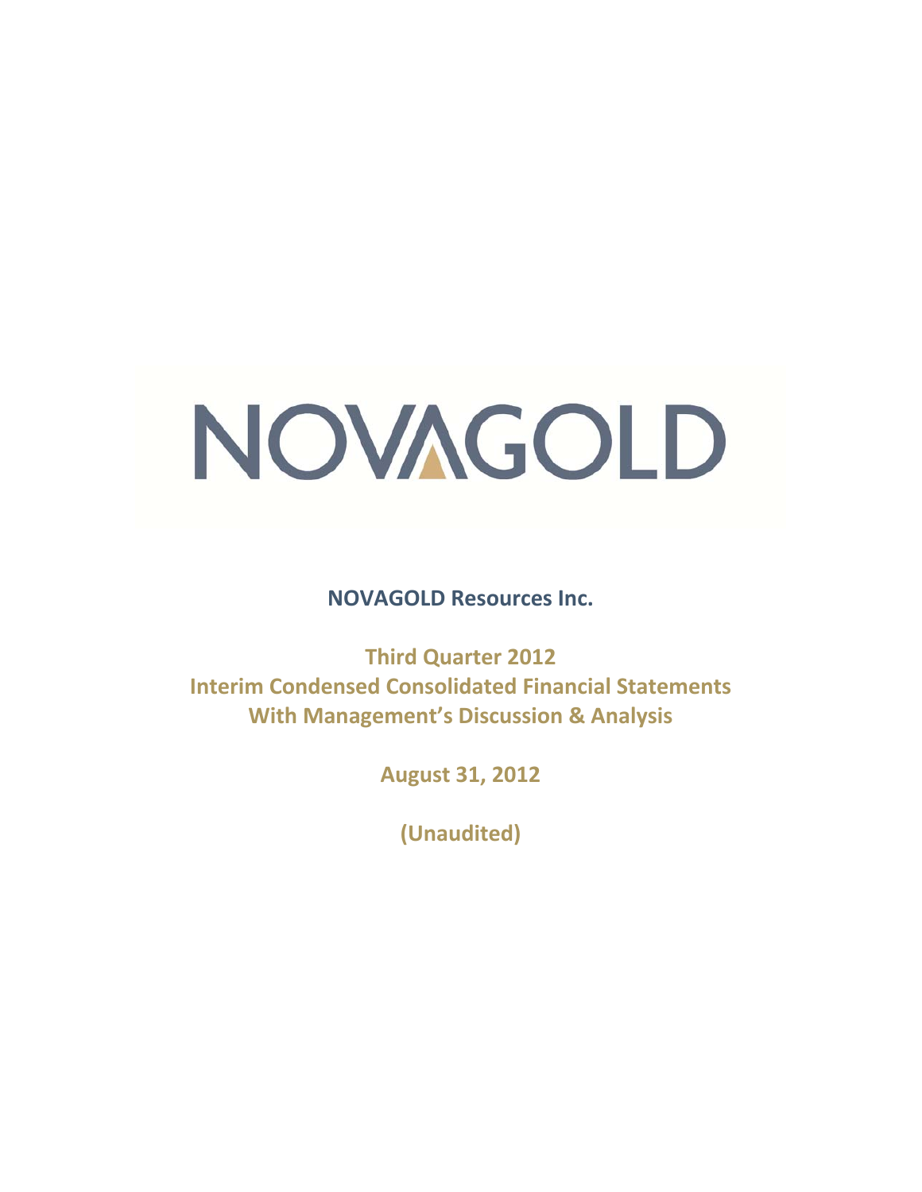# NOVAGOLD

**NOVAGOLD Resources Inc.**

**Third Quarter 2012**
**Interim Condensed Consolidated Financial Statements**
**With Management's Discussion & Analysis**

**August 31, 2012**

**(Unaudited)**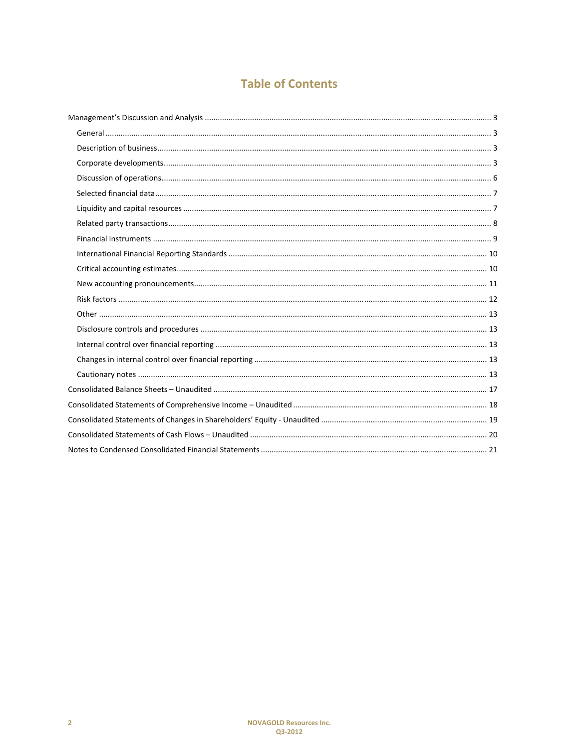# Table of Contents

Management's Discussion and Analysis ..... 3

- General ..... 3
- Description of business ..... 3
- Corporate developments ..... 3
- Discussion of operations ..... 6
- Selected financial data ..... 7
- Liquidity and capital resources ..... 7
- Related party transactions ..... 8
- Financial instruments ..... 9
- International Financial Reporting Standards ..... 10
- Critical accounting estimates ..... 10
- New accounting pronouncements ..... 11
- Risk factors ..... 12
- Other ..... 13
- Disclosure controls and procedures ..... 13
- Internal control over financial reporting ..... 13
- Changes in internal control over financial reporting ..... 13
- Cautionary notes ..... 13

Consolidated Balance Sheets – Unaudited ..... 17

Consolidated Statements of Comprehensive Income – Unaudited ..... 18

Consolidated Statements of Changes in Shareholders' Equity - Unaudited ..... 19

Consolidated Statements of Cash Flows – Unaudited ..... 20

Notes to Condensed Consolidated Financial Statements ..... 21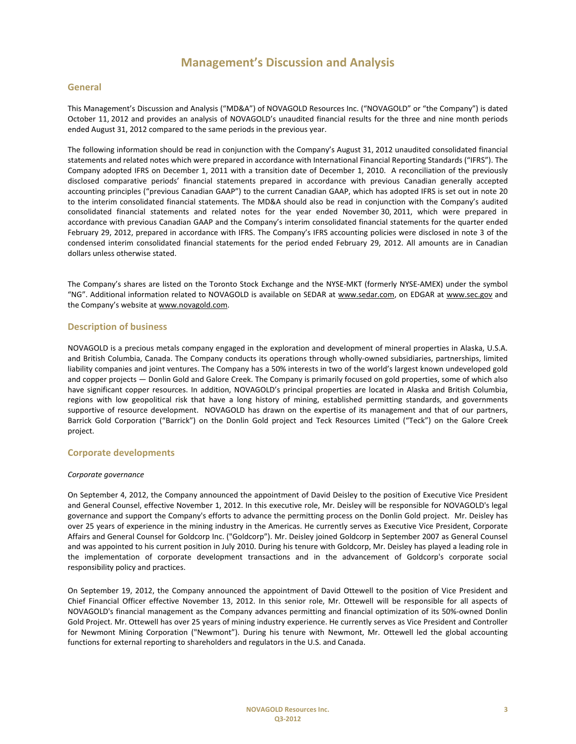# Management's Discussion and Analysis

## General

This Management's Discussion and Analysis ("MD&A") of NOVAGOLD Resources Inc. ("NOVAGOLD" or "the Company") is dated October 11, 2012 and provides an analysis of NOVAGOLD's unaudited financial results for the three and nine month periods ended August 31, 2012 compared to the same periods in the previous year.

The following information should be read in conjunction with the Company's August 31, 2012 unaudited consolidated financial statements and related notes which were prepared in accordance with International Financial Reporting Standards ("IFRS"). The Company adopted IFRS on December 1, 2011 with a transition date of December 1, 2010. A reconciliation of the previously disclosed comparative periods' financial statements prepared in accordance with previous Canadian generally accepted accounting principles ("previous Canadian GAAP") to the current Canadian GAAP, which has adopted IFRS is set out in note 20 to the interim consolidated financial statements. The MD&A should also be read in conjunction with the Company's audited consolidated financial statements and related notes for the year ended November 30, 2011, which were prepared in accordance with previous Canadian GAAP and the Company's interim consolidated financial statements for the quarter ended February 29, 2012, prepared in accordance with IFRS. The Company's IFRS accounting policies were disclosed in note 3 of the condensed interim consolidated financial statements for the period ended February 29, 2012. All amounts are in Canadian dollars unless otherwise stated.

The Company's shares are listed on the Toronto Stock Exchange and the NYSE-MKT (formerly NYSE-AMEX) under the symbol "NG". Additional information related to NOVAGOLD is available on SEDAR at www.sedar.com, on EDGAR at www.sec.gov and the Company's website at www.novagold.com.

## Description of business

NOVAGOLD is a precious metals company engaged in the exploration and development of mineral properties in Alaska, U.S.A. and British Columbia, Canada. The Company conducts its operations through wholly-owned subsidiaries, partnerships, limited liability companies and joint ventures. The Company has a 50% interests in two of the world's largest known undeveloped gold and copper projects — Donlin Gold and Galore Creek. The Company is primarily focused on gold properties, some of which also have significant copper resources. In addition, NOVAGOLD's principal properties are located in Alaska and British Columbia, regions with low geopolitical risk that have a long history of mining, established permitting standards, and governments supportive of resource development. NOVAGOLD has drawn on the expertise of its management and that of our partners, Barrick Gold Corporation ("Barrick") on the Donlin Gold project and Teck Resources Limited ("Teck") on the Galore Creek project.

## Corporate developments

*Corporate governance*

On September 4, 2012, the Company announced the appointment of David Deisley to the position of Executive Vice President and General Counsel, effective November 1, 2012. In this executive role, Mr. Deisley will be responsible for NOVAGOLD's legal governance and support the Company's efforts to advance the permitting process on the Donlin Gold project. Mr. Deisley has over 25 years of experience in the mining industry in the Americas. He currently serves as Executive Vice President, Corporate Affairs and General Counsel for Goldcorp Inc. ("Goldcorp"). Mr. Deisley joined Goldcorp in September 2007 as General Counsel and was appointed to his current position in July 2010. During his tenure with Goldcorp, Mr. Deisley has played a leading role in the implementation of corporate development transactions and in the advancement of Goldcorp's corporate social responsibility policy and practices.

On September 19, 2012, the Company announced the appointment of David Ottewell to the position of Vice President and Chief Financial Officer effective November 13, 2012. In this senior role, Mr. Ottewell will be responsible for all aspects of NOVAGOLD's financial management as the Company advances permitting and financial optimization of its 50%-owned Donlin Gold Project. Mr. Ottewell has over 25 years of mining industry experience. He currently serves as Vice President and Controller for Newmont Mining Corporation ("Newmont"). During his tenure with Newmont, Mr. Ottewell led the global accounting functions for external reporting to shareholders and regulators in the U.S. and Canada.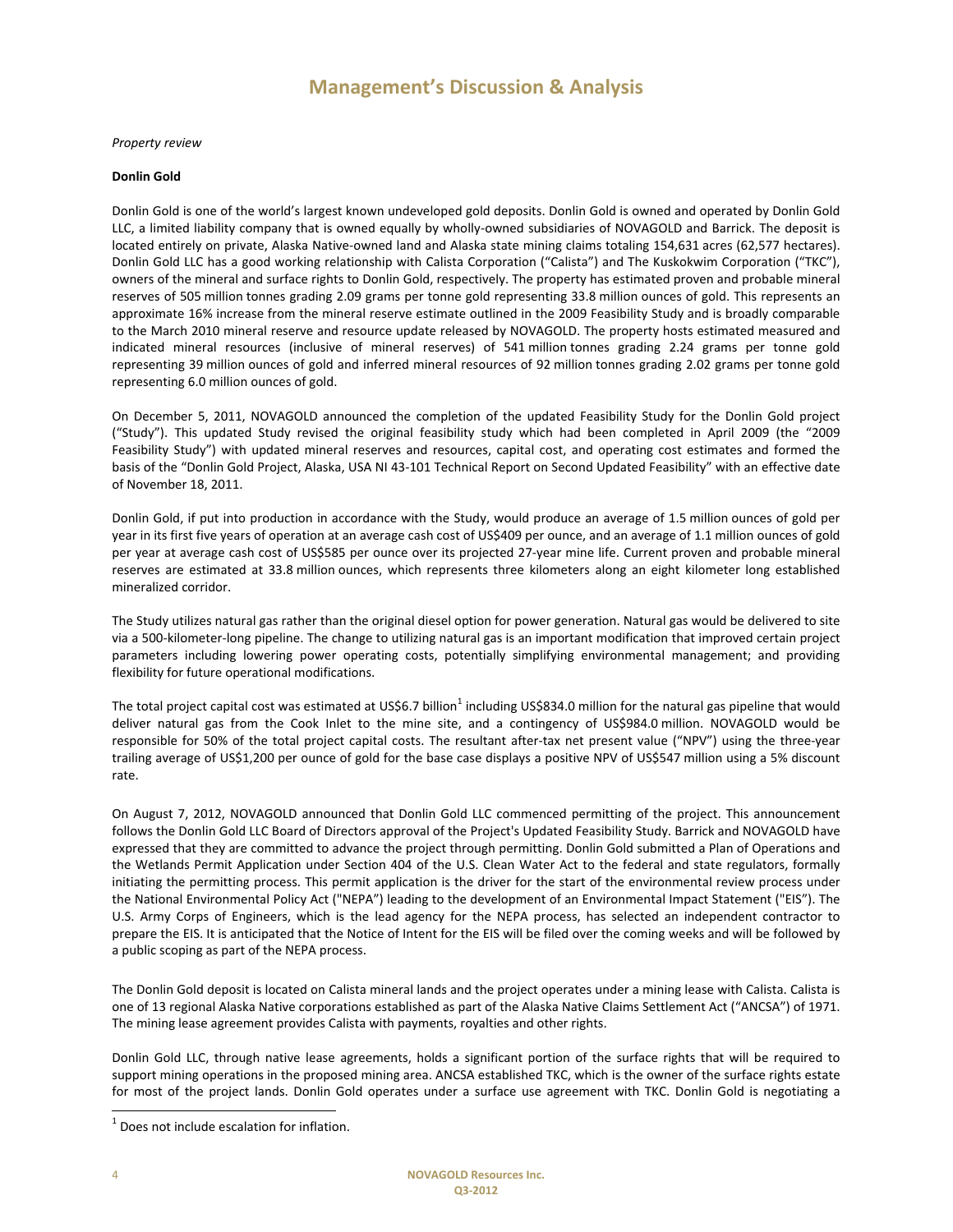*Property review*

**Donlin Gold**

Donlin Gold is one of the world's largest known undeveloped gold deposits. Donlin Gold is owned and operated by Donlin Gold LLC, a limited liability company that is owned equally by wholly-owned subsidiaries of NOVAGOLD and Barrick. The deposit is located entirely on private, Alaska Native-owned land and Alaska state mining claims totaling 154,631 acres (62,577 hectares). Donlin Gold LLC has a good working relationship with Calista Corporation ("Calista") and The Kuskokwim Corporation ("TKC"), owners of the mineral and surface rights to Donlin Gold, respectively. The property has estimated proven and probable mineral reserves of 505 million tonnes grading 2.09 grams per tonne gold representing 33.8 million ounces of gold. This represents an approximate 16% increase from the mineral reserve estimate outlined in the 2009 Feasibility Study and is broadly comparable to the March 2010 mineral reserve and resource update released by NOVAGOLD. The property hosts estimated measured and indicated mineral resources (inclusive of mineral reserves) of 541 million tonnes grading 2.24 grams per tonne gold representing 39 million ounces of gold and inferred mineral resources of 92 million tonnes grading 2.02 grams per tonne gold representing 6.0 million ounces of gold.

On December 5, 2011, NOVAGOLD announced the completion of the updated Feasibility Study for the Donlin Gold project ("Study"). This updated Study revised the original feasibility study which had been completed in April 2009 (the "2009 Feasibility Study") with updated mineral reserves and resources, capital cost, and operating cost estimates and formed the basis of the "Donlin Gold Project, Alaska, USA NI 43-101 Technical Report on Second Updated Feasibility" with an effective date of November 18, 2011.

Donlin Gold, if put into production in accordance with the Study, would produce an average of 1.5 million ounces of gold per year in its first five years of operation at an average cash cost of US$409 per ounce, and an average of 1.1 million ounces of gold per year at average cash cost of US$585 per ounce over its projected 27-year mine life. Current proven and probable mineral reserves are estimated at 33.8 million ounces, which represents three kilometers along an eight kilometer long established mineralized corridor.

The Study utilizes natural gas rather than the original diesel option for power generation. Natural gas would be delivered to site via a 500-kilometer-long pipeline. The change to utilizing natural gas is an important modification that improved certain project parameters including lowering power operating costs, potentially simplifying environmental management; and providing flexibility for future operational modifications.

The total project capital cost was estimated at US$6.7 billion[1] including US$834.0 million for the natural gas pipeline that would deliver natural gas from the Cook Inlet to the mine site, and a contingency of US$984.0 million. NOVAGOLD would be responsible for 50% of the total project capital costs. The resultant after-tax net present value ("NPV") using the three-year trailing average of US$1,200 per ounce of gold for the base case displays a positive NPV of US$547 million using a 5% discount rate.

On August 7, 2012, NOVAGOLD announced that Donlin Gold LLC commenced permitting of the project. This announcement follows the Donlin Gold LLC Board of Directors approval of the Project's Updated Feasibility Study. Barrick and NOVAGOLD have expressed that they are committed to advance the project through permitting. Donlin Gold submitted a Plan of Operations and the Wetlands Permit Application under Section 404 of the U.S. Clean Water Act to the federal and state regulators, formally initiating the permitting process. This permit application is the driver for the start of the environmental review process under the National Environmental Policy Act ("NEPA") leading to the development of an Environmental Impact Statement ("EIS"). The U.S. Army Corps of Engineers, which is the lead agency for the NEPA process, has selected an independent contractor to prepare the EIS. It is anticipated that the Notice of Intent for the EIS will be filed over the coming weeks and will be followed by a public scoping as part of the NEPA process.

The Donlin Gold deposit is located on Calista mineral lands and the project operates under a mining lease with Calista. Calista is one of 13 regional Alaska Native corporations established as part of the Alaska Native Claims Settlement Act ("ANCSA") of 1971. The mining lease agreement provides Calista with payments, royalties and other rights.

Donlin Gold LLC, through native lease agreements, holds a significant portion of the surface rights that will be required to support mining operations in the proposed mining area. ANCSA established TKC, which is the owner of the surface rights estate for most of the project lands. Donlin Gold operates under a surface use agreement with TKC. Donlin Gold is negotiating a

[1] Does not include escalation for inflation.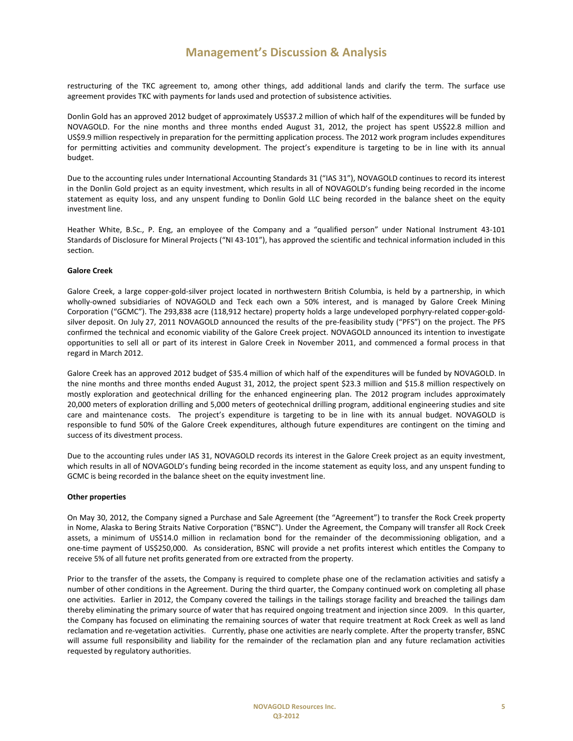restructuring of the TKC agreement to, among other things, add additional lands and clarify the term. The surface use agreement provides TKC with payments for lands used and protection of subsistence activities.

Donlin Gold has an approved 2012 budget of approximately US$37.2 million of which half of the expenditures will be funded by NOVAGOLD. For the nine months and three months ended August 31, 2012, the project has spent US$22.8 million and US$9.9 million respectively in preparation for the permitting application process. The 2012 work program includes expenditures for permitting activities and community development. The project's expenditure is targeting to be in line with its annual budget.

Due to the accounting rules under International Accounting Standards 31 ("IAS 31"), NOVAGOLD continues to record its interest in the Donlin Gold project as an equity investment, which results in all of NOVAGOLD's funding being recorded in the income statement as equity loss, and any unspent funding to Donlin Gold LLC being recorded in the balance sheet on the equity investment line.

Heather White, B.Sc., P. Eng, an employee of the Company and a "qualified person" under National Instrument 43-101 Standards of Disclosure for Mineral Projects ("NI 43-101"), has approved the scientific and technical information included in this section.

**Galore Creek**

Galore Creek, a large copper-gold-silver project located in northwestern British Columbia, is held by a partnership, in which wholly-owned subsidiaries of NOVAGOLD and Teck each own a 50% interest, and is managed by Galore Creek Mining Corporation ("GCMC"). The 293,838 acre (118,912 hectare) property holds a large undeveloped porphyry-related copper-gold-silver deposit. On July 27, 2011 NOVAGOLD announced the results of the pre-feasibility study ("PFS") on the project. The PFS confirmed the technical and economic viability of the Galore Creek project. NOVAGOLD announced its intention to investigate opportunities to sell all or part of its interest in Galore Creek in November 2011, and commenced a formal process in that regard in March 2012.

Galore Creek has an approved 2012 budget of $35.4 million of which half of the expenditures will be funded by NOVAGOLD. In the nine months and three months ended August 31, 2012, the project spent $23.3 million and $15.8 million respectively on mostly exploration and geotechnical drilling for the enhanced engineering plan. The 2012 program includes approximately 20,000 meters of exploration drilling and 5,000 meters of geotechnical drilling program, additional engineering studies and site care and maintenance costs. The project's expenditure is targeting to be in line with its annual budget. NOVAGOLD is responsible to fund 50% of the Galore Creek expenditures, although future expenditures are contingent on the timing and success of its divestment process.

Due to the accounting rules under IAS 31, NOVAGOLD records its interest in the Galore Creek project as an equity investment, which results in all of NOVAGOLD's funding being recorded in the income statement as equity loss, and any unspent funding to GCMC is being recorded in the balance sheet on the equity investment line.

**Other properties**

On May 30, 2012, the Company signed a Purchase and Sale Agreement (the "Agreement") to transfer the Rock Creek property in Nome, Alaska to Bering Straits Native Corporation ("BSNC"). Under the Agreement, the Company will transfer all Rock Creek assets, a minimum of US$14.0 million in reclamation bond for the remainder of the decommissioning obligation, and a one-time payment of US$250,000. As consideration, BSNC will provide a net profits interest which entitles the Company to receive 5% of all future net profits generated from ore extracted from the property.

Prior to the transfer of the assets, the Company is required to complete phase one of the reclamation activities and satisfy a number of other conditions in the Agreement. During the third quarter, the Company continued work on completing all phase one activities. Earlier in 2012, the Company covered the tailings in the tailings storage facility and breached the tailings dam thereby eliminating the primary source of water that has required ongoing treatment and injection since 2009. In this quarter, the Company has focused on eliminating the remaining sources of water that require treatment at Rock Creek as well as land reclamation and re-vegetation activities. Currently, phase one activities are nearly complete. After the property transfer, BSNC will assume full responsibility and liability for the remainder of the reclamation plan and any future reclamation activities requested by regulatory authorities.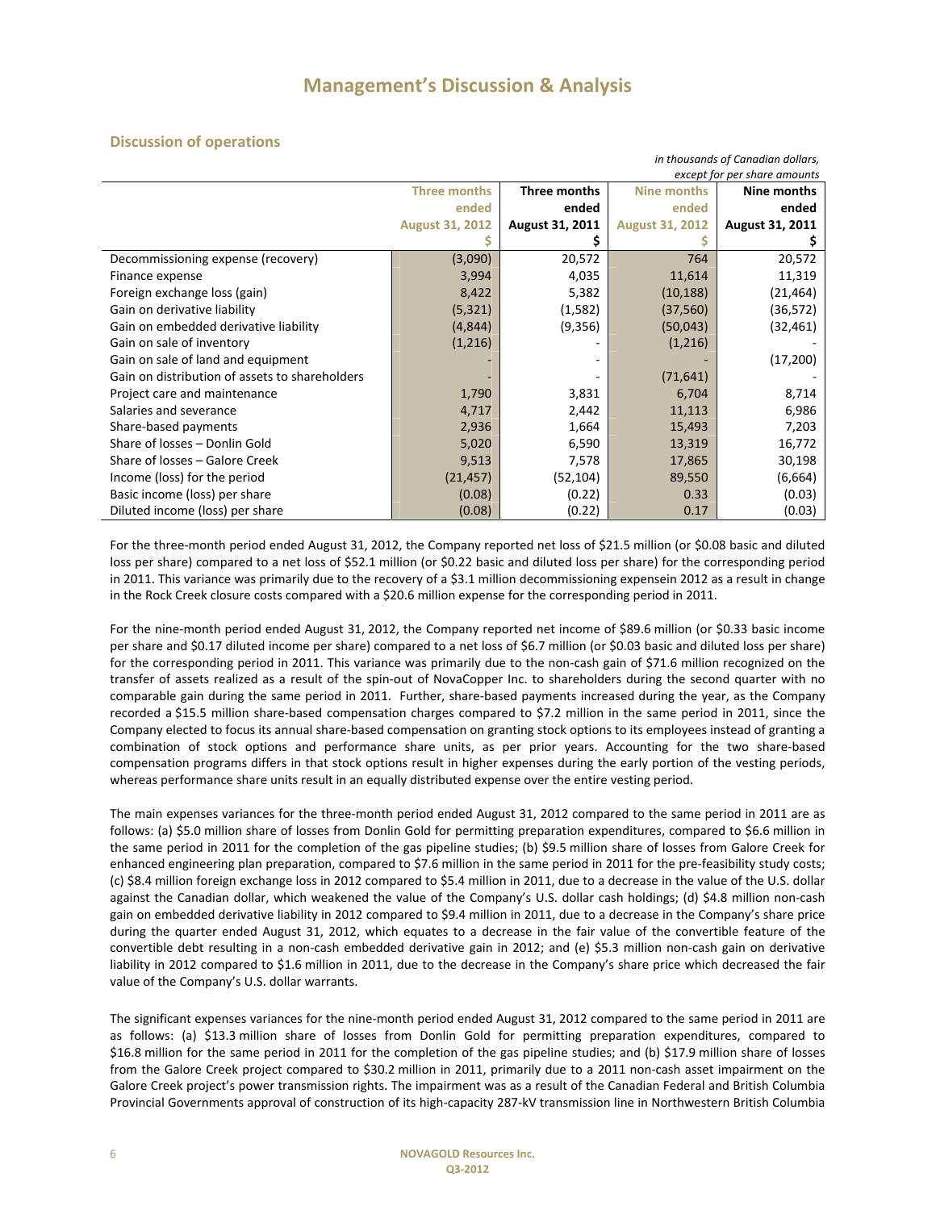# Management's Discussion & Analysis

## Discussion of operations

*in thousands of Canadian dollars, except for per share amounts*

| | Three months ended August 31, 2012 $ | Three months ended August 31, 2011 $ | Nine months ended August 31, 2012 $ | Nine months ended August 31, 2011 $ |
|---|---|---|---|---|
| Decommissioning expense (recovery) | (3,090) | 20,572 | 764 | 20,572 |
| Finance expense | 3,994 | 4,035 | 11,614 | 11,319 |
| Foreign exchange loss (gain) | 8,422 | 5,382 | (10,188) | (21,464) |
| Gain on derivative liability | (5,321) | (1,582) | (37,560) | (36,572) |
| Gain on embedded derivative liability | (4,844) | (9,356) | (50,043) | (32,461) |
| Gain on sale of inventory | (1,216) | - | (1,216) | - |
| Gain on sale of land and equipment | - | - | - | (17,200) |
| Gain on distribution of assets to shareholders | - | - | (71,641) | - |
| Project care and maintenance | 1,790 | 3,831 | 6,704 | 8,714 |
| Salaries and severance | 4,717 | 2,442 | 11,113 | 6,986 |
| Share-based payments | 2,936 | 1,664 | 15,493 | 7,203 |
| Share of losses – Donlin Gold | 5,020 | 6,590 | 13,319 | 16,772 |
| Share of losses – Galore Creek | 9,513 | 7,578 | 17,865 | 30,198 |
| Income (loss) for the period | (21,457) | (52,104) | 89,550 | (6,664) |
| Basic income (loss) per share | (0.08) | (0.22) | 0.33 | (0.03) |
| Diluted income (loss) per share | (0.08) | (0.22) | 0.17 | (0.03) |

For the three-month period ended August 31, 2012, the Company reported net loss of $21.5 million (or $0.08 basic and diluted loss per share) compared to a net loss of $52.1 million (or $0.22 basic and diluted loss per share) for the corresponding period in 2011. This variance was primarily due to the recovery of a $3.1 million decommissioning expensein 2012 as a result in change in the Rock Creek closure costs compared with a $20.6 million expense for the corresponding period in 2011.

For the nine-month period ended August 31, 2012, the Company reported net income of $89.6 million (or $0.33 basic income per share and $0.17 diluted income per share) compared to a net loss of $6.7 million (or $0.03 basic and diluted loss per share) for the corresponding period in 2011. This variance was primarily due to the non-cash gain of $71.6 million recognized on the transfer of assets realized as a result of the spin-out of NovaCopper Inc. to shareholders during the second quarter with no comparable gain during the same period in 2011. Further, share-based payments increased during the year, as the Company recorded a $15.5 million share-based compensation charges compared to $7.2 million in the same period in 2011, since the Company elected to focus its annual share-based compensation on granting stock options to its employees instead of granting a combination of stock options and performance share units, as per prior years. Accounting for the two share-based compensation programs differs in that stock options result in higher expenses during the early portion of the vesting periods, whereas performance share units result in an equally distributed expense over the entire vesting period.

The main expenses variances for the three-month period ended August 31, 2012 compared to the same period in 2011 are as follows: (a) $5.0 million share of losses from Donlin Gold for permitting preparation expenditures, compared to $6.6 million in the same period in 2011 for the completion of the gas pipeline studies; (b) $9.5 million share of losses from Galore Creek for enhanced engineering plan preparation, compared to $7.6 million in the same period in 2011 for the pre-feasibility study costs; (c) $8.4 million foreign exchange loss in 2012 compared to $5.4 million in 2011, due to a decrease in the value of the U.S. dollar against the Canadian dollar, which weakened the value of the Company's U.S. dollar cash holdings; (d) $4.8 million non-cash gain on embedded derivative liability in 2012 compared to $9.4 million in 2011, due to a decrease in the Company's share price during the quarter ended August 31, 2012, which equates to a decrease in the fair value of the convertible feature of the convertible debt resulting in a non-cash embedded derivative gain in 2012; and (e) $5.3 million non-cash gain on derivative liability in 2012 compared to $1.6 million in 2011, due to the decrease in the Company's share price which decreased the fair value of the Company's U.S. dollar warrants.

The significant expenses variances for the nine-month period ended August 31, 2012 compared to the same period in 2011 are as follows: (a) $13.3 million share of losses from Donlin Gold for permitting preparation expenditures, compared to $16.8 million for the same period in 2011 for the completion of the gas pipeline studies; and (b) $17.9 million share of losses from the Galore Creek project compared to $30.2 million in 2011, primarily due to a 2011 non-cash asset impairment on the Galore Creek project's power transmission rights. The impairment was as a result of the Canadian Federal and British Columbia Provincial Governments approval of construction of its high-capacity 287-kV transmission line in Northwestern British Columbia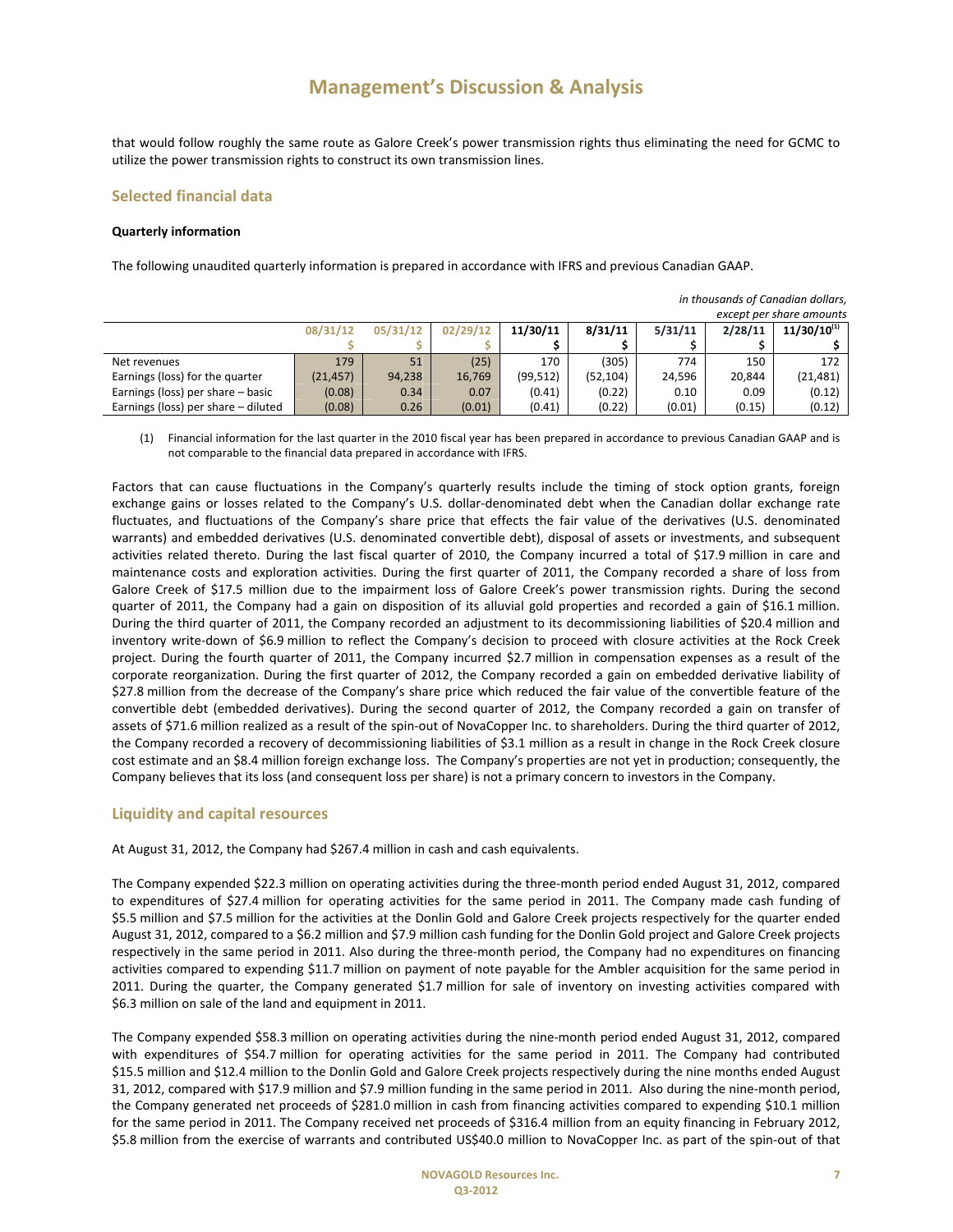# Management's Discussion & Analysis

that would follow roughly the same route as Galore Creek's power transmission rights thus eliminating the need for GCMC to utilize the power transmission rights to construct its own transmission lines.

## Selected financial data

### Quarterly information

The following unaudited quarterly information is prepared in accordance with IFRS and previous Canadian GAAP.

*in thousands of Canadian dollars, except per share amounts*

| | 08/31/12 | 05/31/12 | 02/29/12 | 11/30/11 | 8/31/11 | 5/31/11 | 2/28/11 | 11/30/10[1] |
|---|---|---|---|---|---|---|---|---|
| | $ | $ | $ | $ | $ | $ | $ | $ |
| Net revenues | 179 | 51 | (25) | 170 | (305) | 774 | 150 | 172 |
| Earnings (loss) for the quarter | (21,457) | 94,238 | 16,769 | (99,512) | (52,104) | 24,596 | 20,844 | (21,481) |
| Earnings (loss) per share – basic | (0.08) | 0.34 | 0.07 | (0.41) | (0.22) | 0.10 | 0.09 | (0.12) |
| Earnings (loss) per share – diluted | (0.08) | 0.26 | (0.01) | (0.41) | (0.22) | (0.01) | (0.15) | (0.12) |

(1) Financial information for the last quarter in the 2010 fiscal year has been prepared in accordance to previous Canadian GAAP and is not comparable to the financial data prepared in accordance with IFRS.

Factors that can cause fluctuations in the Company's quarterly results include the timing of stock option grants, foreign exchange gains or losses related to the Company's U.S. dollar-denominated debt when the Canadian dollar exchange rate fluctuates, and fluctuations of the Company's share price that effects the fair value of the derivatives (U.S. denominated warrants) and embedded derivatives (U.S. denominated convertible debt), disposal of assets or investments, and subsequent activities related thereto. During the last fiscal quarter of 2010, the Company incurred a total of $17.9 million in care and maintenance costs and exploration activities. During the first quarter of 2011, the Company recorded a share of loss from Galore Creek of $17.5 million due to the impairment loss of Galore Creek's power transmission rights. During the second quarter of 2011, the Company had a gain on disposition of its alluvial gold properties and recorded a gain of $16.1 million. During the third quarter of 2011, the Company recorded an adjustment to its decommissioning liabilities of $20.4 million and inventory write-down of $6.9 million to reflect the Company's decision to proceed with closure activities at the Rock Creek project. During the fourth quarter of 2011, the Company incurred $2.7 million in compensation expenses as a result of the corporate reorganization. During the first quarter of 2012, the Company recorded a gain on embedded derivative liability of $27.8 million from the decrease of the Company's share price which reduced the fair value of the convertible feature of the convertible debt (embedded derivatives). During the second quarter of 2012, the Company recorded a gain on transfer of assets of $71.6 million realized as a result of the spin-out of NovaCopper Inc. to shareholders. During the third quarter of 2012, the Company recorded a recovery of decommissioning liabilities of $3.1 million as a result in change in the Rock Creek closure cost estimate and an $8.4 million foreign exchange loss. The Company's properties are not yet in production; consequently, the Company believes that its loss (and consequent loss per share) is not a primary concern to investors in the Company.

## Liquidity and capital resources

At August 31, 2012, the Company had $267.4 million in cash and cash equivalents.

The Company expended $22.3 million on operating activities during the three-month period ended August 31, 2012, compared to expenditures of $27.4 million for operating activities for the same period in 2011. The Company made cash funding of $5.5 million and $7.5 million for the activities at the Donlin Gold and Galore Creek projects respectively for the quarter ended August 31, 2012, compared to a $6.2 million and $7.9 million cash funding for the Donlin Gold project and Galore Creek projects respectively in the same period in 2011. Also during the three-month period, the Company had no expenditures on financing activities compared to expending $11.7 million on payment of note payable for the Ambler acquisition for the same period in 2011. During the quarter, the Company generated $1.7 million for sale of inventory on investing activities compared with $6.3 million on sale of the land and equipment in 2011.

The Company expended $58.3 million on operating activities during the nine-month period ended August 31, 2012, compared with expenditures of $54.7 million for operating activities for the same period in 2011. The Company had contributed $15.5 million and $12.4 million to the Donlin Gold and Galore Creek projects respectively during the nine months ended August 31, 2012, compared with $17.9 million and $7.9 million funding in the same period in 2011. Also during the nine-month period, the Company generated net proceeds of $281.0 million in cash from financing activities compared to expending $10.1 million for the same period in 2011. The Company received net proceeds of $316.4 million from an equity financing in February 2012, $5.8 million from the exercise of warrants and contributed US$40.0 million to NovaCopper Inc. as part of the spin-out of that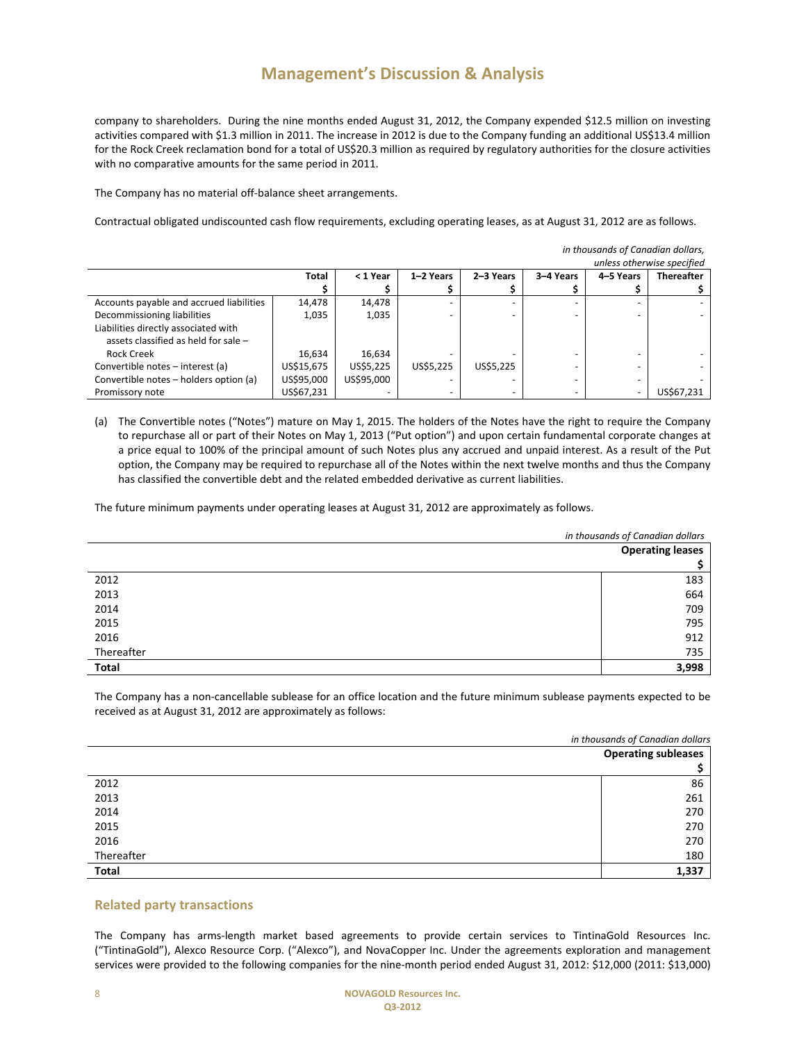company to shareholders. During the nine months ended August 31, 2012, the Company expended $12.5 million on investing activities compared with $1.3 million in 2011. The increase in 2012 is due to the Company funding an additional US$13.4 million for the Rock Creek reclamation bond for a total of US$20.3 million as required by regulatory authorities for the closure activities with no comparative amounts for the same period in 2011.

The Company has no material off-balance sheet arrangements.

Contractual obligated undiscounted cash flow requirements, excluding operating leases, as at August 31, 2012 are as follows.

*in thousands of Canadian dollars, unless otherwise specified*

| | Total<br>$ | < 1 Year<br>$ | 1–2 Years<br>$ | 2–3 Years<br>$ | 3–4 Years<br>$ | 4–5 Years<br>$ | Thereafter<br>$ |
|---|---|---|---|---|---|---|---|
| Accounts payable and accrued liabilities | 14,478 | 14,478 | - | - | - | - | - |
| Decommissioning liabilities | 1,035 | 1,035 | - | - | - | - | - |
| Liabilities directly associated with assets classified as held for sale – Rock Creek | 16,634 | 16,634 | - | - | - | - | - |
| Convertible notes – interest (a) | US$15,675 | US$5,225 | US$5,225 | US$5,225 | - | - | - |
| Convertible notes – holders option (a) | US$95,000 | US$95,000 | - | - | - | - | - |
| Promissory note | US$67,231 | - | - | - | - | - | US$67,231 |

(a) The Convertible notes ("Notes") mature on May 1, 2015. The holders of the Notes have the right to require the Company to repurchase all or part of their Notes on May 1, 2013 ("Put option") and upon certain fundamental corporate changes at a price equal to 100% of the principal amount of such Notes plus any accrued and unpaid interest. As a result of the Put option, the Company may be required to repurchase all of the Notes within the next twelve months and thus the Company has classified the convertible debt and the related embedded derivative as current liabilities.

The future minimum payments under operating leases at August 31, 2012 are approximately as follows.

*in thousands of Canadian dollars*

| | Operating leases<br>$ |
|---|---|
| 2012 | 183 |
| 2013 | 664 |
| 2014 | 709 |
| 2015 | 795 |
| 2016 | 912 |
| Thereafter | 735 |
| **Total** | **3,998** |

The Company has a non-cancellable sublease for an office location and the future minimum sublease payments expected to be received as at August 31, 2012 are approximately as follows:

*in thousands of Canadian dollars*

| | Operating subleases<br>$ |
|---|---|
| 2012 | 86 |
| 2013 | 261 |
| 2014 | 270 |
| 2015 | 270 |
| 2016 | 270 |
| Thereafter | 180 |
| **Total** | **1,337** |

## Related party transactions

The Company has arms-length market based agreements to provide certain services to TintinaGold Resources Inc. ("TintinaGold"), Alexco Resource Corp. ("Alexco"), and NovaCopper Inc. Under the agreements exploration and management services were provided to the following companies for the nine-month period ended August 31, 2012: $12,000 (2011: $13,000)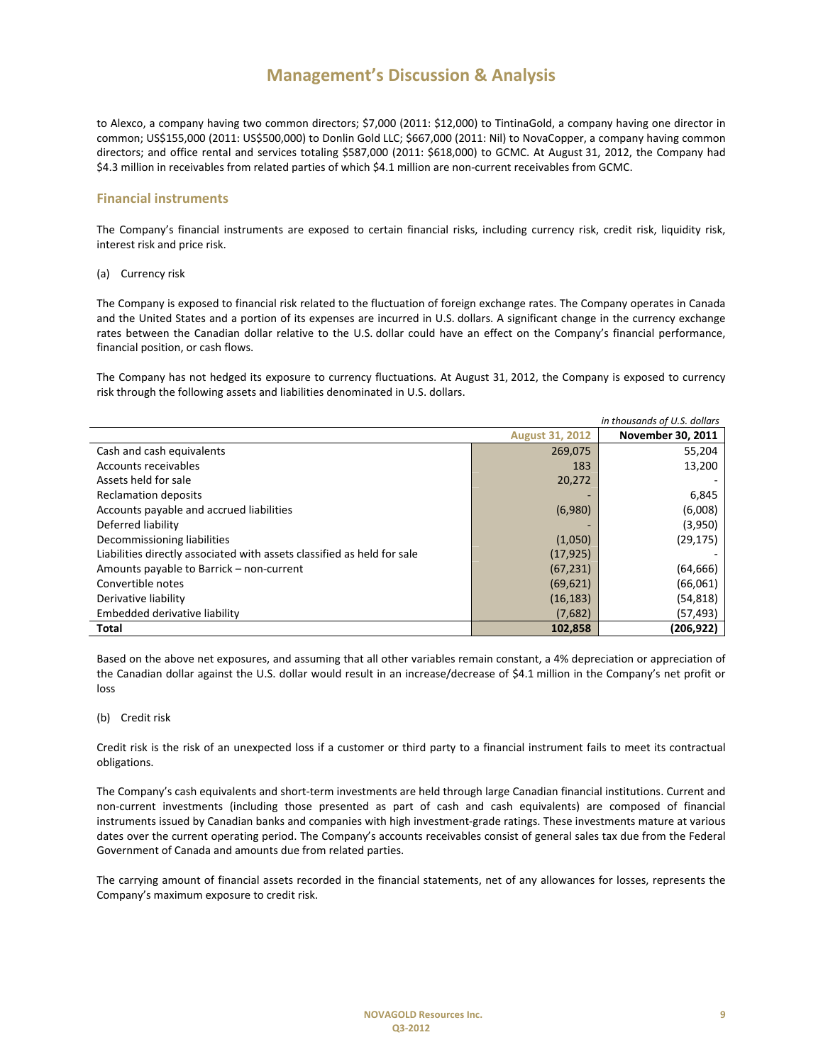to Alexco, a company having two common directors; $7,000 (2011: $12,000) to TintinaGold, a company having one director in common; US$155,000 (2011: US$500,000) to Donlin Gold LLC; $667,000 (2011: Nil) to NovaCopper, a company having common directors; and office rental and services totaling $587,000 (2011: $618,000) to GCMC. At August 31, 2012, the Company had $4.3 million in receivables from related parties of which $4.1 million are non-current receivables from GCMC.

## Financial instruments

The Company's financial instruments are exposed to certain financial risks, including currency risk, credit risk, liquidity risk, interest risk and price risk.

(a) Currency risk

The Company is exposed to financial risk related to the fluctuation of foreign exchange rates. The Company operates in Canada and the United States and a portion of its expenses are incurred in U.S. dollars. A significant change in the currency exchange rates between the Canadian dollar relative to the U.S. dollar could have an effect on the Company's financial performance, financial position, or cash flows.

The Company has not hedged its exposure to currency fluctuations. At August 31, 2012, the Company is exposed to currency risk through the following assets and liabilities denominated in U.S. dollars.

*in thousands of U.S. dollars*

| | August 31, 2012 | November 30, 2011 |
|---|---|---|
| Cash and cash equivalents | 269,075 | 55,204 |
| Accounts receivables | 183 | 13,200 |
| Assets held for sale | 20,272 | - |
| Reclamation deposits | - | 6,845 |
| Accounts payable and accrued liabilities | (6,980) | (6,008) |
| Deferred liability | - | (3,950) |
| Decommissioning liabilities | (1,050) | (29,175) |
| Liabilities directly associated with assets classified as held for sale | (17,925) | - |
| Amounts payable to Barrick – non-current | (67,231) | (64,666) |
| Convertible notes | (69,621) | (66,061) |
| Derivative liability | (16,183) | (54,818) |
| Embedded derivative liability | (7,682) | (57,493) |
| **Total** | **102,858** | **(206,922)** |

Based on the above net exposures, and assuming that all other variables remain constant, a 4% depreciation or appreciation of the Canadian dollar against the U.S. dollar would result in an increase/decrease of $4.1 million in the Company's net profit or loss

(b) Credit risk

Credit risk is the risk of an unexpected loss if a customer or third party to a financial instrument fails to meet its contractual obligations.

The Company's cash equivalents and short-term investments are held through large Canadian financial institutions. Current and non-current investments (including those presented as part of cash and cash equivalents) are composed of financial instruments issued by Canadian banks and companies with high investment-grade ratings. These investments mature at various dates over the current operating period. The Company's accounts receivables consist of general sales tax due from the Federal Government of Canada and amounts due from related parties.

The carrying amount of financial assets recorded in the financial statements, net of any allowances for losses, represents the Company's maximum exposure to credit risk.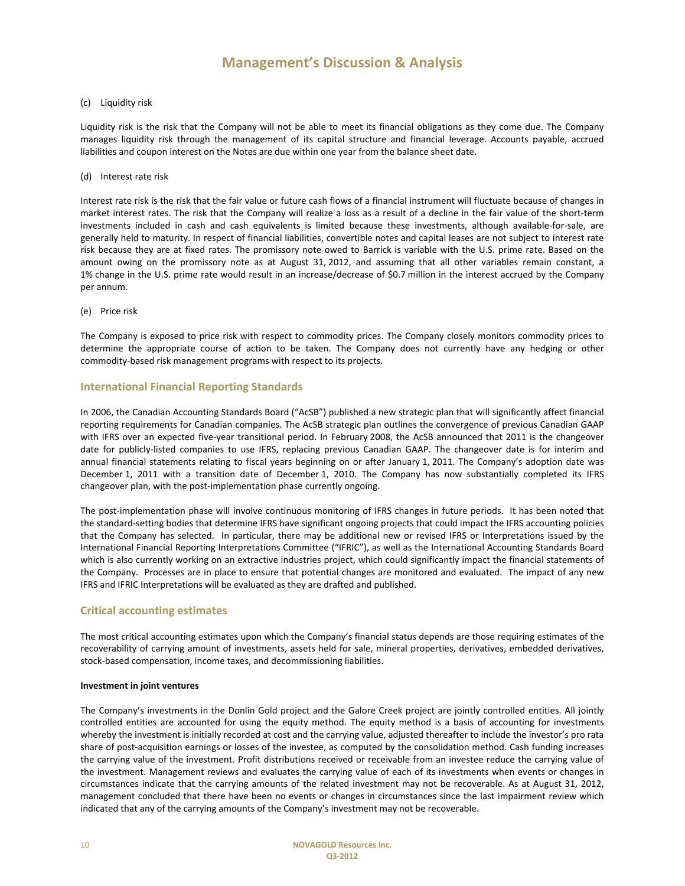(c) Liquidity risk

Liquidity risk is the risk that the Company will not be able to meet its financial obligations as they come due. The Company manages liquidity risk through the management of its capital structure and financial leverage. Accounts payable, accrued liabilities and coupon interest on the Notes are due within one year from the balance sheet date.

(d) Interest rate risk

Interest rate risk is the risk that the fair value or future cash flows of a financial instrument will fluctuate because of changes in market interest rates. The risk that the Company will realize a loss as a result of a decline in the fair value of the short-term investments included in cash and cash equivalents is limited because these investments, although available-for-sale, are generally held to maturity. In respect of financial liabilities, convertible notes and capital leases are not subject to interest rate risk because they are at fixed rates. The promissory note owed to Barrick is variable with the U.S. prime rate. Based on the amount owing on the promissory note as at August 31, 2012, and assuming that all other variables remain constant, a 1% change in the U.S. prime rate would result in an increase/decrease of $0.7 million in the interest accrued by the Company per annum.

(e) Price risk

The Company is exposed to price risk with respect to commodity prices. The Company closely monitors commodity prices to determine the appropriate course of action to be taken. The Company does not currently have any hedging or other commodity-based risk management programs with respect to its projects.

## International Financial Reporting Standards

In 2006, the Canadian Accounting Standards Board ("AcSB") published a new strategic plan that will significantly affect financial reporting requirements for Canadian companies. The AcSB strategic plan outlines the convergence of previous Canadian GAAP with IFRS over an expected five-year transitional period. In February 2008, the AcSB announced that 2011 is the changeover date for publicly-listed companies to use IFRS, replacing previous Canadian GAAP. The changeover date is for interim and annual financial statements relating to fiscal years beginning on or after January 1, 2011. The Company's adoption date was December 1, 2011 with a transition date of December 1, 2010. The Company has now substantially completed its IFRS changeover plan, with the post-implementation phase currently ongoing.

The post-implementation phase will involve continuous monitoring of IFRS changes in future periods. It has been noted that the standard-setting bodies that determine IFRS have significant ongoing projects that could impact the IFRS accounting policies that the Company has selected. In particular, there may be additional new or revised IFRS or Interpretations issued by the International Financial Reporting Interpretations Committee ("IFRIC"), as well as the International Accounting Standards Board which is also currently working on an extractive industries project, which could significantly impact the financial statements of the Company. Processes are in place to ensure that potential changes are monitored and evaluated. The impact of any new IFRS and IFRIC Interpretations will be evaluated as they are drafted and published.

## Critical accounting estimates

The most critical accounting estimates upon which the Company's financial status depends are those requiring estimates of the recoverability of carrying amount of investments, assets held for sale, mineral properties, derivatives, embedded derivatives, stock-based compensation, income taxes, and decommissioning liabilities.

**Investment in joint ventures**

The Company's investments in the Donlin Gold project and the Galore Creek project are jointly controlled entities. All jointly controlled entities are accounted for using the equity method. The equity method is a basis of accounting for investments whereby the investment is initially recorded at cost and the carrying value, adjusted thereafter to include the investor's pro rata share of post-acquisition earnings or losses of the investee, as computed by the consolidation method. Cash funding increases the carrying value of the investment. Profit distributions received or receivable from an investee reduce the carrying value of the investment. Management reviews and evaluates the carrying value of each of its investments when events or changes in circumstances indicate that the carrying amounts of the related investment may not be recoverable. As at August 31, 2012, management concluded that there have been no events or changes in circumstances since the last impairment review which indicated that any of the carrying amounts of the Company's investment may not be recoverable.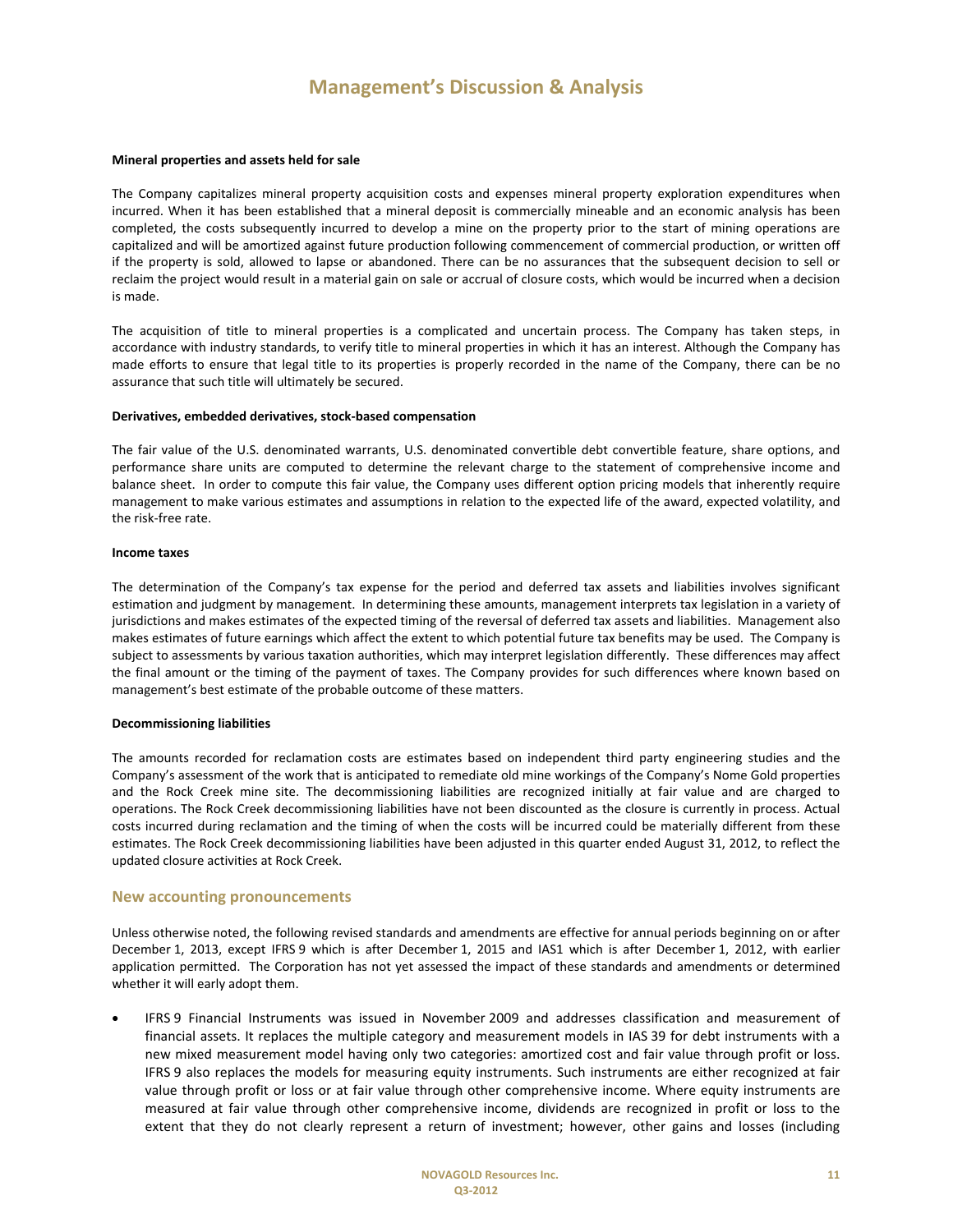**Mineral properties and assets held for sale**

The Company capitalizes mineral property acquisition costs and expenses mineral property exploration expenditures when incurred. When it has been established that a mineral deposit is commercially mineable and an economic analysis has been completed, the costs subsequently incurred to develop a mine on the property prior to the start of mining operations are capitalized and will be amortized against future production following commencement of commercial production, or written off if the property is sold, allowed to lapse or abandoned. There can be no assurances that the subsequent decision to sell or reclaim the project would result in a material gain on sale or accrual of closure costs, which would be incurred when a decision is made.

The acquisition of title to mineral properties is a complicated and uncertain process. The Company has taken steps, in accordance with industry standards, to verify title to mineral properties in which it has an interest. Although the Company has made efforts to ensure that legal title to its properties is properly recorded in the name of the Company, there can be no assurance that such title will ultimately be secured.

**Derivatives, embedded derivatives, stock-based compensation**

The fair value of the U.S. denominated warrants, U.S. denominated convertible debt convertible feature, share options, and performance share units are computed to determine the relevant charge to the statement of comprehensive income and balance sheet. In order to compute this fair value, the Company uses different option pricing models that inherently require management to make various estimates and assumptions in relation to the expected life of the award, expected volatility, and the risk-free rate.

**Income taxes**

The determination of the Company's tax expense for the period and deferred tax assets and liabilities involves significant estimation and judgment by management. In determining these amounts, management interprets tax legislation in a variety of jurisdictions and makes estimates of the expected timing of the reversal of deferred tax assets and liabilities. Management also makes estimates of future earnings which affect the extent to which potential future tax benefits may be used. The Company is subject to assessments by various taxation authorities, which may interpret legislation differently. These differences may affect the final amount or the timing of the payment of taxes. The Company provides for such differences where known based on management's best estimate of the probable outcome of these matters.

**Decommissioning liabilities**

The amounts recorded for reclamation costs are estimates based on independent third party engineering studies and the Company's assessment of the work that is anticipated to remediate old mine workings of the Company's Nome Gold properties and the Rock Creek mine site. The decommissioning liabilities are recognized initially at fair value and are charged to operations. The Rock Creek decommissioning liabilities have not been discounted as the closure is currently in process. Actual costs incurred during reclamation and the timing of when the costs will be incurred could be materially different from these estimates. The Rock Creek decommissioning liabilities have been adjusted in this quarter ended August 31, 2012, to reflect the updated closure activities at Rock Creek.

## New accounting pronouncements

Unless otherwise noted, the following revised standards and amendments are effective for annual periods beginning on or after December 1, 2013, except IFRS 9 which is after December 1, 2015 and IAS1 which is after December 1, 2012, with earlier application permitted. The Corporation has not yet assessed the impact of these standards and amendments or determined whether it will early adopt them.

- IFRS 9 Financial Instruments was issued in November 2009 and addresses classification and measurement of financial assets. It replaces the multiple category and measurement models in IAS 39 for debt instruments with a new mixed measurement model having only two categories: amortized cost and fair value through profit or loss. IFRS 9 also replaces the models for measuring equity instruments. Such instruments are either recognized at fair value through profit or loss or at fair value through other comprehensive income. Where equity instruments are measured at fair value through other comprehensive income, dividends are recognized in profit or loss to the extent that they do not clearly represent a return of investment; however, other gains and losses (including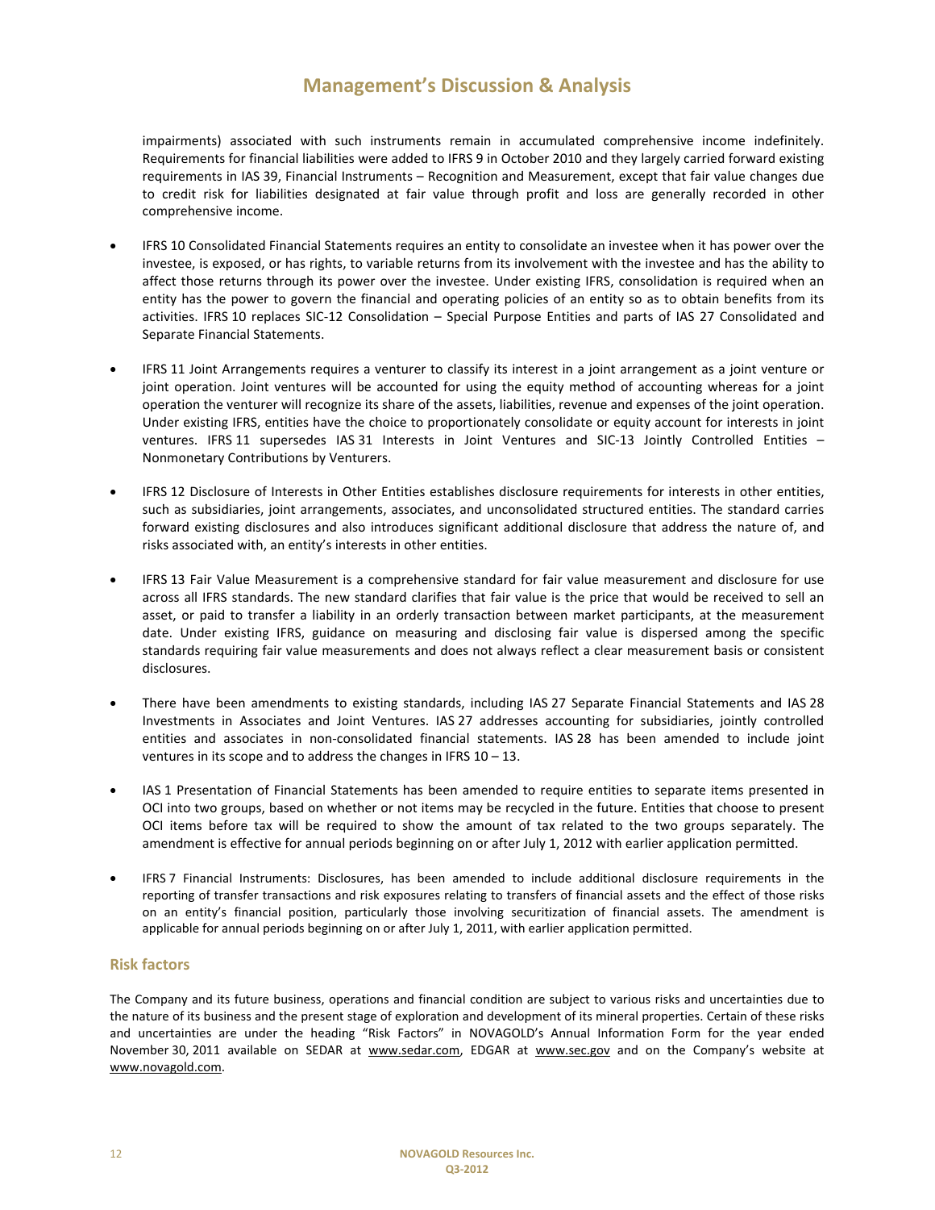impairments) associated with such instruments remain in accumulated comprehensive income indefinitely. Requirements for financial liabilities were added to IFRS 9 in October 2010 and they largely carried forward existing requirements in IAS 39, Financial Instruments – Recognition and Measurement, except that fair value changes due to credit risk for liabilities designated at fair value through profit and loss are generally recorded in other comprehensive income.

- IFRS 10 Consolidated Financial Statements requires an entity to consolidate an investee when it has power over the investee, is exposed, or has rights, to variable returns from its involvement with the investee and has the ability to affect those returns through its power over the investee. Under existing IFRS, consolidation is required when an entity has the power to govern the financial and operating policies of an entity so as to obtain benefits from its activities. IFRS 10 replaces SIC-12 Consolidation – Special Purpose Entities and parts of IAS 27 Consolidated and Separate Financial Statements.

- IFRS 11 Joint Arrangements requires a venturer to classify its interest in a joint arrangement as a joint venture or joint operation. Joint ventures will be accounted for using the equity method of accounting whereas for a joint operation the venturer will recognize its share of the assets, liabilities, revenue and expenses of the joint operation. Under existing IFRS, entities have the choice to proportionately consolidate or equity account for interests in joint ventures. IFRS 11 supersedes IAS 31 Interests in Joint Ventures and SIC-13 Jointly Controlled Entities – Nonmonetary Contributions by Venturers.

- IFRS 12 Disclosure of Interests in Other Entities establishes disclosure requirements for interests in other entities, such as subsidiaries, joint arrangements, associates, and unconsolidated structured entities. The standard carries forward existing disclosures and also introduces significant additional disclosure that address the nature of, and risks associated with, an entity's interests in other entities.

- IFRS 13 Fair Value Measurement is a comprehensive standard for fair value measurement and disclosure for use across all IFRS standards. The new standard clarifies that fair value is the price that would be received to sell an asset, or paid to transfer a liability in an orderly transaction between market participants, at the measurement date. Under existing IFRS, guidance on measuring and disclosing fair value is dispersed among the specific standards requiring fair value measurements and does not always reflect a clear measurement basis or consistent disclosures.

- There have been amendments to existing standards, including IAS 27 Separate Financial Statements and IAS 28 Investments in Associates and Joint Ventures. IAS 27 addresses accounting for subsidiaries, jointly controlled entities and associates in non-consolidated financial statements. IAS 28 has been amended to include joint ventures in its scope and to address the changes in IFRS 10 – 13.

- IAS 1 Presentation of Financial Statements has been amended to require entities to separate items presented in OCI into two groups, based on whether or not items may be recycled in the future. Entities that choose to present OCI items before tax will be required to show the amount of tax related to the two groups separately. The amendment is effective for annual periods beginning on or after July 1, 2012 with earlier application permitted.

- IFRS 7 Financial Instruments: Disclosures, has been amended to include additional disclosure requirements in the reporting of transfer transactions and risk exposures relating to transfers of financial assets and the effect of those risks on an entity's financial position, particularly those involving securitization of financial assets. The amendment is applicable for annual periods beginning on or after July 1, 2011, with earlier application permitted.

## Risk factors

The Company and its future business, operations and financial condition are subject to various risks and uncertainties due to the nature of its business and the present stage of exploration and development of its mineral properties. Certain of these risks and uncertainties are under the heading "Risk Factors" in NOVAGOLD's Annual Information Form for the year ended November 30, 2011 available on SEDAR at www.sedar.com, EDGAR at www.sec.gov and on the Company's website at www.novagold.com.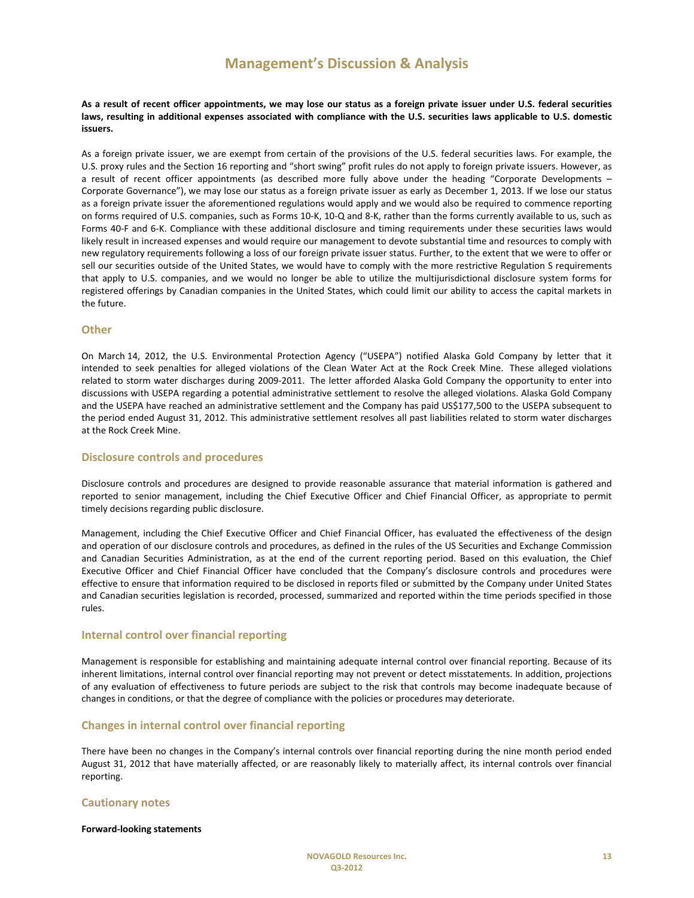**As a result of recent officer appointments, we may lose our status as a foreign private issuer under U.S. federal securities laws, resulting in additional expenses associated with compliance with the U.S. securities laws applicable to U.S. domestic issuers.**

As a foreign private issuer, we are exempt from certain of the provisions of the U.S. federal securities laws. For example, the U.S. proxy rules and the Section 16 reporting and "short swing" profit rules do not apply to foreign private issuers. However, as a result of recent officer appointments (as described more fully above under the heading "Corporate Developments – Corporate Governance"), we may lose our status as a foreign private issuer as early as December 1, 2013. If we lose our status as a foreign private issuer the aforementioned regulations would apply and we would also be required to commence reporting on forms required of U.S. companies, such as Forms 10-K, 10-Q and 8-K, rather than the forms currently available to us, such as Forms 40-F and 6-K. Compliance with these additional disclosure and timing requirements under these securities laws would likely result in increased expenses and would require our management to devote substantial time and resources to comply with new regulatory requirements following a loss of our foreign private issuer status. Further, to the extent that we were to offer or sell our securities outside of the United States, we would have to comply with the more restrictive Regulation S requirements that apply to U.S. companies, and we would no longer be able to utilize the multijurisdictional disclosure system forms for registered offerings by Canadian companies in the United States, which could limit our ability to access the capital markets in the future.

## Other

On March 14, 2012, the U.S. Environmental Protection Agency ("USEPA") notified Alaska Gold Company by letter that it intended to seek penalties for alleged violations of the Clean Water Act at the Rock Creek Mine. These alleged violations related to storm water discharges during 2009-2011. The letter afforded Alaska Gold Company the opportunity to enter into discussions with USEPA regarding a potential administrative settlement to resolve the alleged violations. Alaska Gold Company and the USEPA have reached an administrative settlement and the Company has paid US$177,500 to the USEPA subsequent to the period ended August 31, 2012. This administrative settlement resolves all past liabilities related to storm water discharges at the Rock Creek Mine.

## Disclosure controls and procedures

Disclosure controls and procedures are designed to provide reasonable assurance that material information is gathered and reported to senior management, including the Chief Executive Officer and Chief Financial Officer, as appropriate to permit timely decisions regarding public disclosure.

Management, including the Chief Executive Officer and Chief Financial Officer, has evaluated the effectiveness of the design and operation of our disclosure controls and procedures, as defined in the rules of the US Securities and Exchange Commission and Canadian Securities Administration, as at the end of the current reporting period. Based on this evaluation, the Chief Executive Officer and Chief Financial Officer have concluded that the Company's disclosure controls and procedures were effective to ensure that information required to be disclosed in reports filed or submitted by the Company under United States and Canadian securities legislation is recorded, processed, summarized and reported within the time periods specified in those rules.

## Internal control over financial reporting

Management is responsible for establishing and maintaining adequate internal control over financial reporting. Because of its inherent limitations, internal control over financial reporting may not prevent or detect misstatements. In addition, projections of any evaluation of effectiveness to future periods are subject to the risk that controls may become inadequate because of changes in conditions, or that the degree of compliance with the policies or procedures may deteriorate.

## Changes in internal control over financial reporting

There have been no changes in the Company's internal controls over financial reporting during the nine month period ended August 31, 2012 that have materially affected, or are reasonably likely to materially affect, its internal controls over financial reporting.

## Cautionary notes

**Forward-looking statements**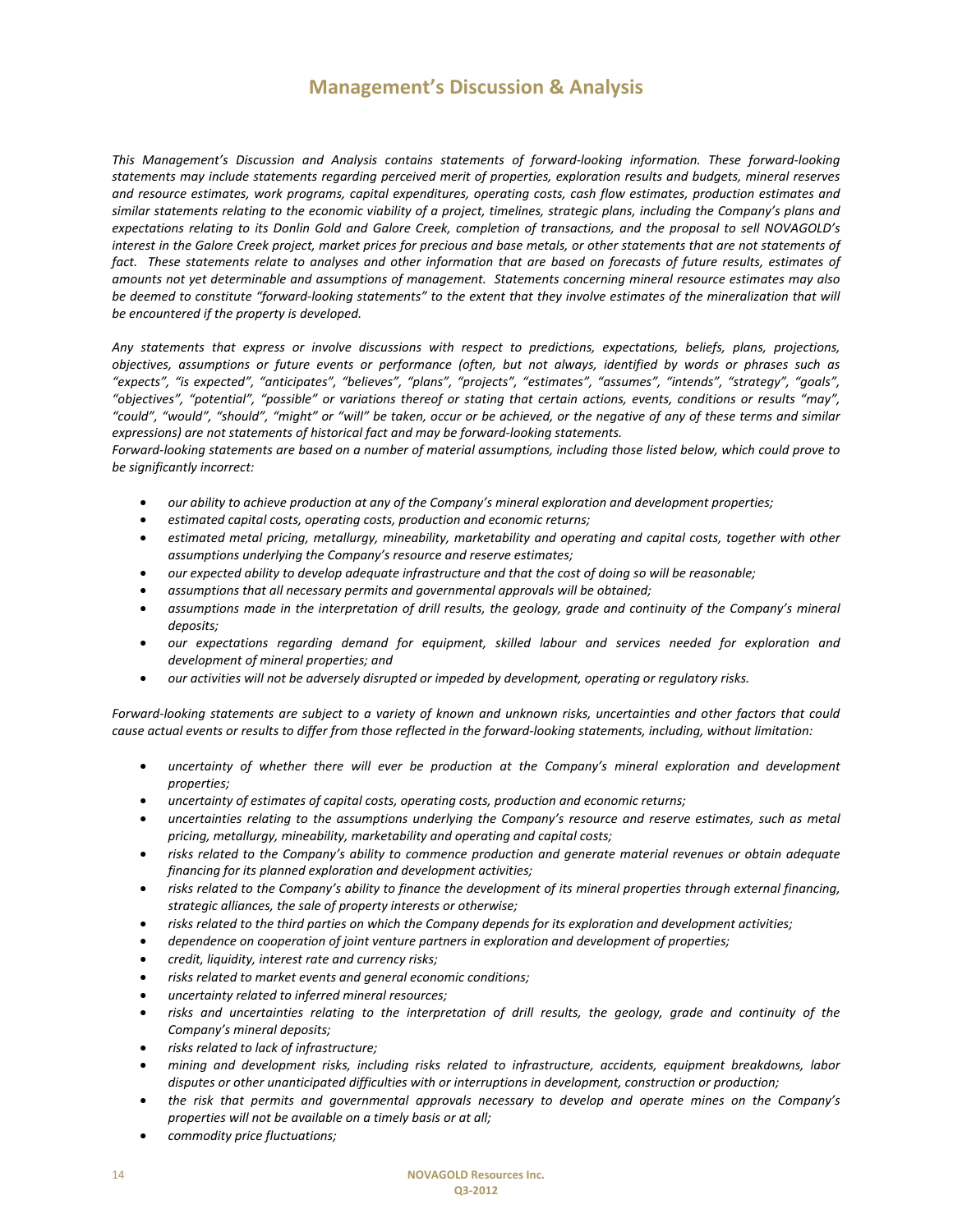# Management's Discussion & Analysis

*This Management's Discussion and Analysis contains statements of forward-looking information. These forward-looking statements may include statements regarding perceived merit of properties, exploration results and budgets, mineral reserves and resource estimates, work programs, capital expenditures, operating costs, cash flow estimates, production estimates and similar statements relating to the economic viability of a project, timelines, strategic plans, including the Company's plans and expectations relating to its Donlin Gold and Galore Creek, completion of transactions, and the proposal to sell NOVAGOLD's interest in the Galore Creek project, market prices for precious and base metals, or other statements that are not statements of fact. These statements relate to analyses and other information that are based on forecasts of future results, estimates of amounts not yet determinable and assumptions of management. Statements concerning mineral resource estimates may also be deemed to constitute "forward-looking statements" to the extent that they involve estimates of the mineralization that will be encountered if the property is developed.*

*Any statements that express or involve discussions with respect to predictions, expectations, beliefs, plans, projections, objectives, assumptions or future events or performance (often, but not always, identified by words or phrases such as "expects", "is expected", "anticipates", "believes", "plans", "projects", "estimates", "assumes", "intends", "strategy", "goals", "objectives", "potential", "possible" or variations thereof or stating that certain actions, events, conditions or results "may", "could", "would", "should", "might" or "will" be taken, occur or be achieved, or the negative of any of these terms and similar expressions) are not statements of historical fact and may be forward-looking statements.*

*Forward-looking statements are based on a number of material assumptions, including those listed below, which could prove to be significantly incorrect:*

- *our ability to achieve production at any of the Company's mineral exploration and development properties;*
- *estimated capital costs, operating costs, production and economic returns;*
- *estimated metal pricing, metallurgy, mineability, marketability and operating and capital costs, together with other assumptions underlying the Company's resource and reserve estimates;*
- *our expected ability to develop adequate infrastructure and that the cost of doing so will be reasonable;*
- *assumptions that all necessary permits and governmental approvals will be obtained;*
- *assumptions made in the interpretation of drill results, the geology, grade and continuity of the Company's mineral deposits;*
- *our expectations regarding demand for equipment, skilled labour and services needed for exploration and development of mineral properties; and*
- *our activities will not be adversely disrupted or impeded by development, operating or regulatory risks.*

*Forward-looking statements are subject to a variety of known and unknown risks, uncertainties and other factors that could cause actual events or results to differ from those reflected in the forward-looking statements, including, without limitation:*

- *uncertainty of whether there will ever be production at the Company's mineral exploration and development properties;*
- *uncertainty of estimates of capital costs, operating costs, production and economic returns;*
- *uncertainties relating to the assumptions underlying the Company's resource and reserve estimates, such as metal pricing, metallurgy, mineability, marketability and operating and capital costs;*
- *risks related to the Company's ability to commence production and generate material revenues or obtain adequate financing for its planned exploration and development activities;*
- *risks related to the Company's ability to finance the development of its mineral properties through external financing, strategic alliances, the sale of property interests or otherwise;*
- *risks related to the third parties on which the Company depends for its exploration and development activities;*
- *dependence on cooperation of joint venture partners in exploration and development of properties;*
- *credit, liquidity, interest rate and currency risks;*
- *risks related to market events and general economic conditions;*
- *uncertainty related to inferred mineral resources;*
- *risks and uncertainties relating to the interpretation of drill results, the geology, grade and continuity of the Company's mineral deposits;*
- *risks related to lack of infrastructure;*
- *mining and development risks, including risks related to infrastructure, accidents, equipment breakdowns, labor disputes or other unanticipated difficulties with or interruptions in development, construction or production;*
- *the risk that permits and governmental approvals necessary to develop and operate mines on the Company's properties will not be available on a timely basis or at all;*
- *commodity price fluctuations;*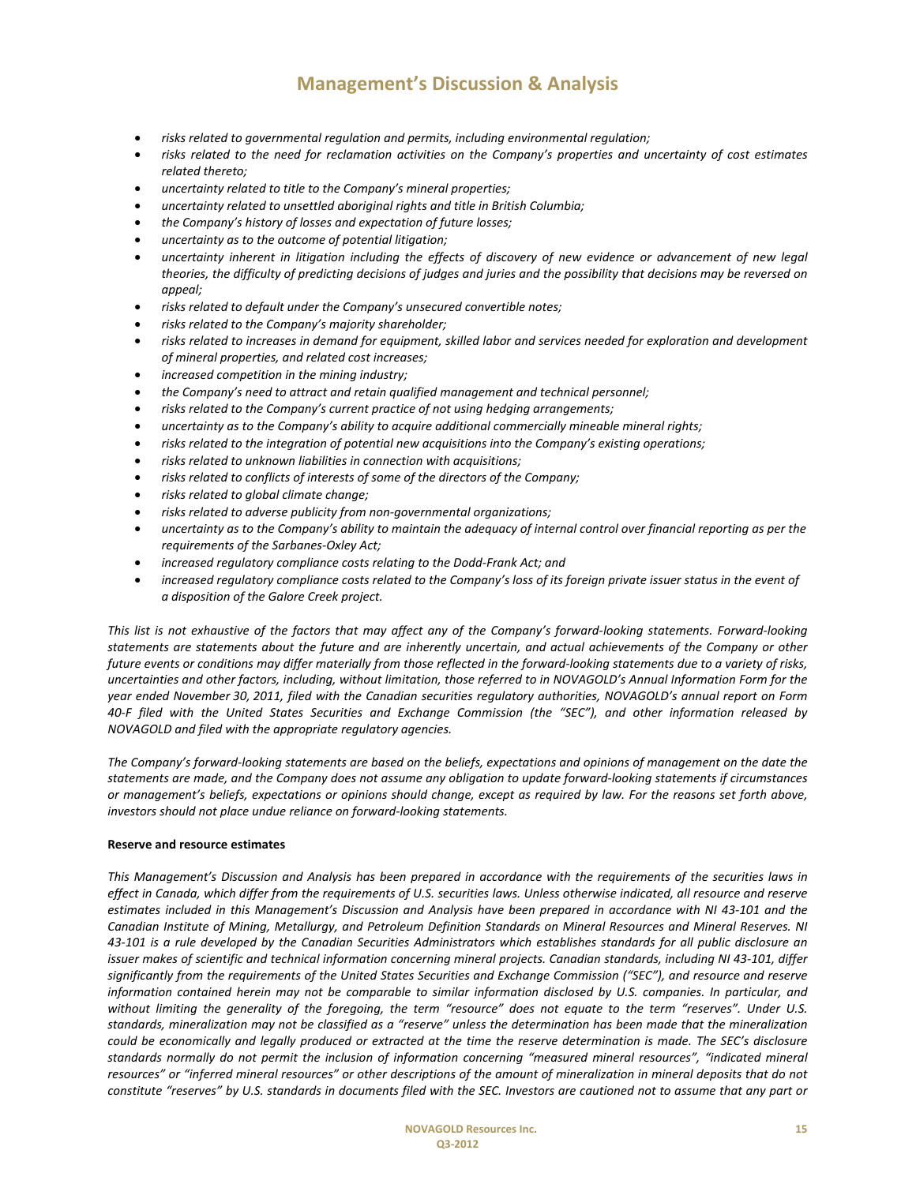- *risks related to governmental regulation and permits, including environmental regulation;*
- *risks related to the need for reclamation activities on the Company's properties and uncertainty of cost estimates related thereto;*
- *uncertainty related to title to the Company's mineral properties;*
- *uncertainty related to unsettled aboriginal rights and title in British Columbia;*
- *the Company's history of losses and expectation of future losses;*
- *uncertainty as to the outcome of potential litigation;*
- *uncertainty inherent in litigation including the effects of discovery of new evidence or advancement of new legal theories, the difficulty of predicting decisions of judges and juries and the possibility that decisions may be reversed on appeal;*
- *risks related to default under the Company's unsecured convertible notes;*
- *risks related to the Company's majority shareholder;*
- *risks related to increases in demand for equipment, skilled labor and services needed for exploration and development of mineral properties, and related cost increases;*
- *increased competition in the mining industry;*
- *the Company's need to attract and retain qualified management and technical personnel;*
- *risks related to the Company's current practice of not using hedging arrangements;*
- *uncertainty as to the Company's ability to acquire additional commercially mineable mineral rights;*
- *risks related to the integration of potential new acquisitions into the Company's existing operations;*
- *risks related to unknown liabilities in connection with acquisitions;*
- *risks related to conflicts of interests of some of the directors of the Company;*
- *risks related to global climate change;*
- *risks related to adverse publicity from non-governmental organizations;*
- *uncertainty as to the Company's ability to maintain the adequacy of internal control over financial reporting as per the requirements of the Sarbanes-Oxley Act;*
- *increased regulatory compliance costs relating to the Dodd-Frank Act; and*
- *increased regulatory compliance costs related to the Company's loss of its foreign private issuer status in the event of a disposition of the Galore Creek project.*

*This list is not exhaustive of the factors that may affect any of the Company's forward-looking statements. Forward-looking statements are statements about the future and are inherently uncertain, and actual achievements of the Company or other future events or conditions may differ materially from those reflected in the forward-looking statements due to a variety of risks, uncertainties and other factors, including, without limitation, those referred to in NOVAGOLD's Annual Information Form for the year ended November 30, 2011, filed with the Canadian securities regulatory authorities, NOVAGOLD's annual report on Form 40-F filed with the United States Securities and Exchange Commission (the "SEC"), and other information released by NOVAGOLD and filed with the appropriate regulatory agencies.*

*The Company's forward-looking statements are based on the beliefs, expectations and opinions of management on the date the statements are made, and the Company does not assume any obligation to update forward-looking statements if circumstances or management's beliefs, expectations or opinions should change, except as required by law. For the reasons set forth above, investors should not place undue reliance on forward-looking statements.*

**Reserve and resource estimates**

*This Management's Discussion and Analysis has been prepared in accordance with the requirements of the securities laws in effect in Canada, which differ from the requirements of U.S. securities laws. Unless otherwise indicated, all resource and reserve estimates included in this Management's Discussion and Analysis have been prepared in accordance with NI 43-101 and the Canadian Institute of Mining, Metallurgy, and Petroleum Definition Standards on Mineral Resources and Mineral Reserves. NI 43-101 is a rule developed by the Canadian Securities Administrators which establishes standards for all public disclosure an issuer makes of scientific and technical information concerning mineral projects. Canadian standards, including NI 43-101, differ significantly from the requirements of the United States Securities and Exchange Commission ("SEC"), and resource and reserve information contained herein may not be comparable to similar information disclosed by U.S. companies. In particular, and without limiting the generality of the foregoing, the term "resource" does not equate to the term "reserves". Under U.S. standards, mineralization may not be classified as a "reserve" unless the determination has been made that the mineralization could be economically and legally produced or extracted at the time the reserve determination is made. The SEC's disclosure standards normally do not permit the inclusion of information concerning "measured mineral resources", "indicated mineral resources" or "inferred mineral resources" or other descriptions of the amount of mineralization in mineral deposits that do not constitute "reserves" by U.S. standards in documents filed with the SEC. Investors are cautioned not to assume that any part or*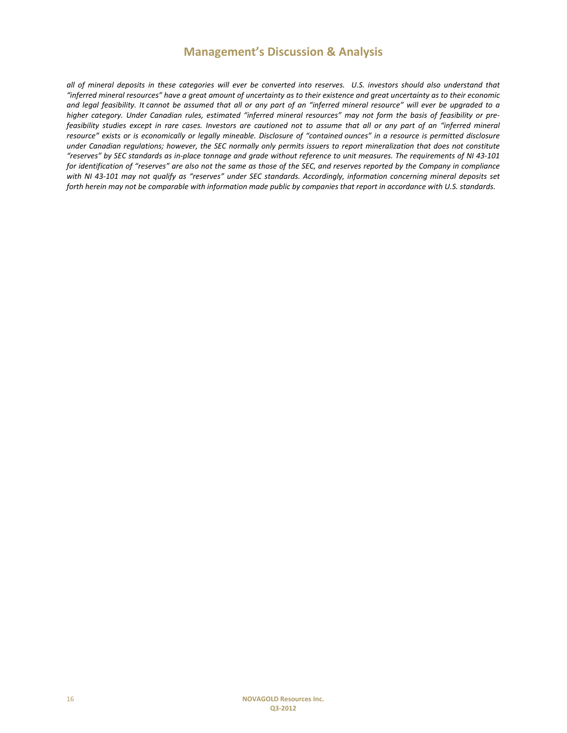*all of mineral deposits in these categories will ever be converted into reserves. U.S. investors should also understand that "inferred mineral resources" have a great amount of uncertainty as to their existence and great uncertainty as to their economic and legal feasibility. It cannot be assumed that all or any part of an "inferred mineral resource" will ever be upgraded to a higher category. Under Canadian rules, estimated "inferred mineral resources" may not form the basis of feasibility or pre-feasibility studies except in rare cases. Investors are cautioned not to assume that all or any part of an "inferred mineral resource" exists or is economically or legally mineable. Disclosure of "contained ounces" in a resource is permitted disclosure under Canadian regulations; however, the SEC normally only permits issuers to report mineralization that does not constitute "reserves" by SEC standards as in-place tonnage and grade without reference to unit measures. The requirements of NI 43-101 for identification of "reserves" are also not the same as those of the SEC, and reserves reported by the Company in compliance with NI 43-101 may not qualify as "reserves" under SEC standards. Accordingly, information concerning mineral deposits set forth herein may not be comparable with information made public by companies that report in accordance with U.S. standards.*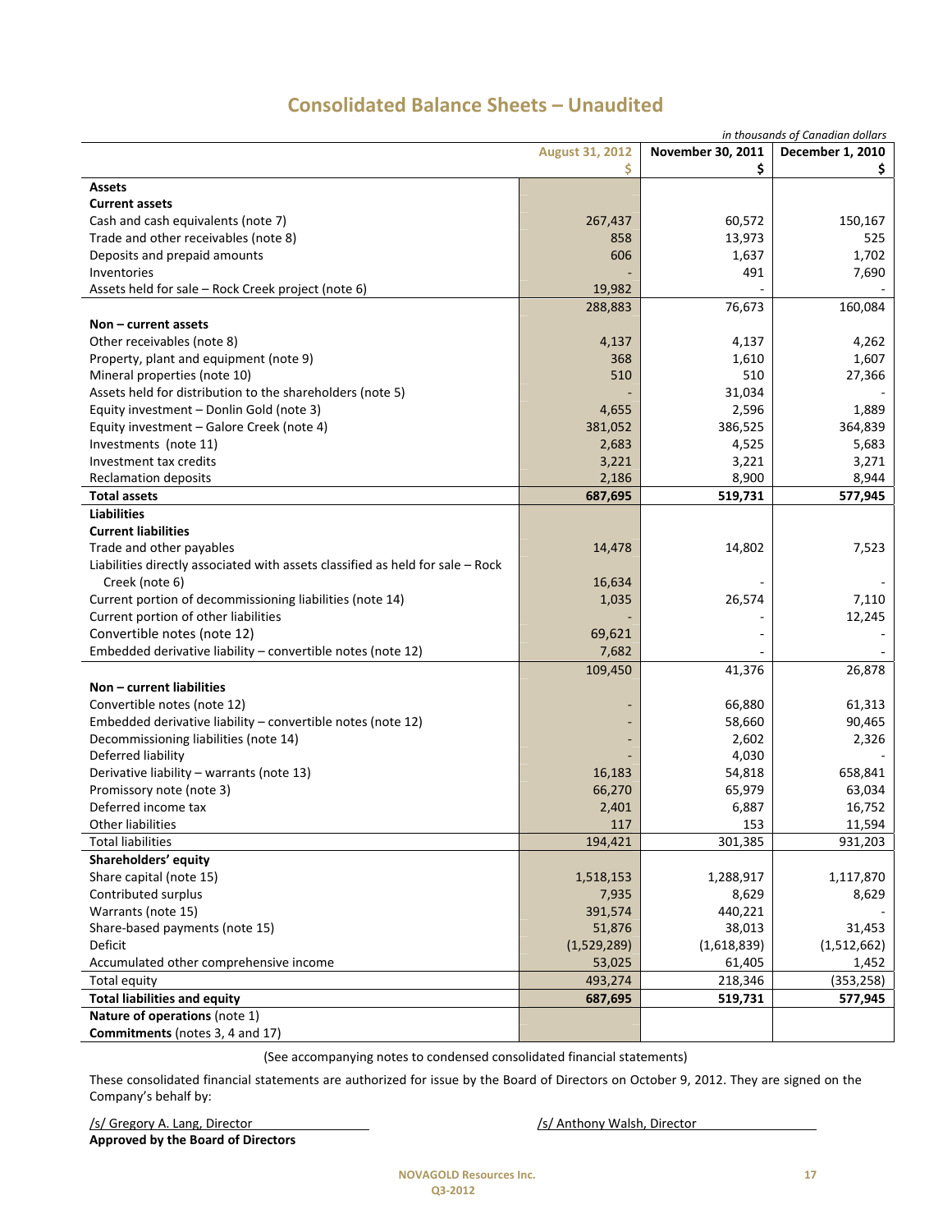# Consolidated Balance Sheets – Unaudited

*in thousands of Canadian dollars*

| | August 31, 2012 $ | November 30, 2011 $ | December 1, 2010 $ |
|---|---|---|---|
| **Assets** | | | |
| **Current assets** | | | |
| Cash and cash equivalents (note 7) | 267,437 | 60,572 | 150,167 |
| Trade and other receivables (note 8) | 858 | 13,973 | 525 |
| Deposits and prepaid amounts | 606 | 1,637 | 1,702 |
| Inventories | - | 491 | 7,690 |
| Assets held for sale – Rock Creek project (note 6) | 19,982 | - | - |
| | 288,883 | 76,673 | 160,084 |
| **Non – current assets** | | | |
| Other receivables (note 8) | 4,137 | 4,137 | 4,262 |
| Property, plant and equipment (note 9) | 368 | 1,610 | 1,607 |
| Mineral properties (note 10) | 510 | 510 | 27,366 |
| Assets held for distribution to the shareholders (note 5) | - | 31,034 | - |
| Equity investment – Donlin Gold (note 3) | 4,655 | 2,596 | 1,889 |
| Equity investment – Galore Creek (note 4) | 381,052 | 386,525 | 364,839 |
| Investments (note 11) | 2,683 | 4,525 | 5,683 |
| Investment tax credits | 3,221 | 3,221 | 3,271 |
| Reclamation deposits | 2,186 | 8,900 | 8,944 |
| **Total assets** | **687,695** | **519,731** | **577,945** |
| **Liabilities** | | | |
| **Current liabilities** | | | |
| Trade and other payables | 14,478 | 14,802 | 7,523 |
| Liabilities directly associated with assets classified as held for sale – Rock Creek (note 6) | 16,634 | - | - |
| Current portion of decommissioning liabilities (note 14) | 1,035 | 26,574 | 7,110 |
| Current portion of other liabilities | - | - | 12,245 |
| Convertible notes (note 12) | 69,621 | - | - |
| Embedded derivative liability – convertible notes (note 12) | 7,682 | - | - |
| | 109,450 | 41,376 | 26,878 |
| **Non – current liabilities** | | | |
| Convertible notes (note 12) | - | 66,880 | 61,313 |
| Embedded derivative liability – convertible notes (note 12) | - | 58,660 | 90,465 |
| Decommissioning liabilities (note 14) | - | 2,602 | 2,326 |
| Deferred liability | - | 4,030 | - |
| Derivative liability – warrants (note 13) | 16,183 | 54,818 | 658,841 |
| Promissory note (note 3) | 66,270 | 65,979 | 63,034 |
| Deferred income tax | 2,401 | 6,887 | 16,752 |
| Other liabilities | 117 | 153 | 11,594 |
| Total liabilities | 194,421 | 301,385 | 931,203 |
| **Shareholders' equity** | | | |
| Share capital (note 15) | 1,518,153 | 1,288,917 | 1,117,870 |
| Contributed surplus | 7,935 | 8,629 | 8,629 |
| Warrants (note 15) | 391,574 | 440,221 | - |
| Share-based payments (note 15) | 51,876 | 38,013 | 31,453 |
| Deficit | (1,529,289) | (1,618,839) | (1,512,662) |
| Accumulated other comprehensive income | 53,025 | 61,405 | 1,452 |
| Total equity | 493,274 | 218,346 | (353,258) |
| **Total liabilities and equity** | **687,695** | **519,731** | **577,945** |
| **Nature of operations** (note 1) | | | |
| **Commitments** (notes 3, 4 and 17) | | | |

(See accompanying notes to condensed consolidated financial statements)

These consolidated financial statements are authorized for issue by the Board of Directors on October 9, 2012. They are signed on the Company's behalf by:

/s/ Gregory A. Lang, Director

/s/ Anthony Walsh, Director

**Approved by the Board of Directors**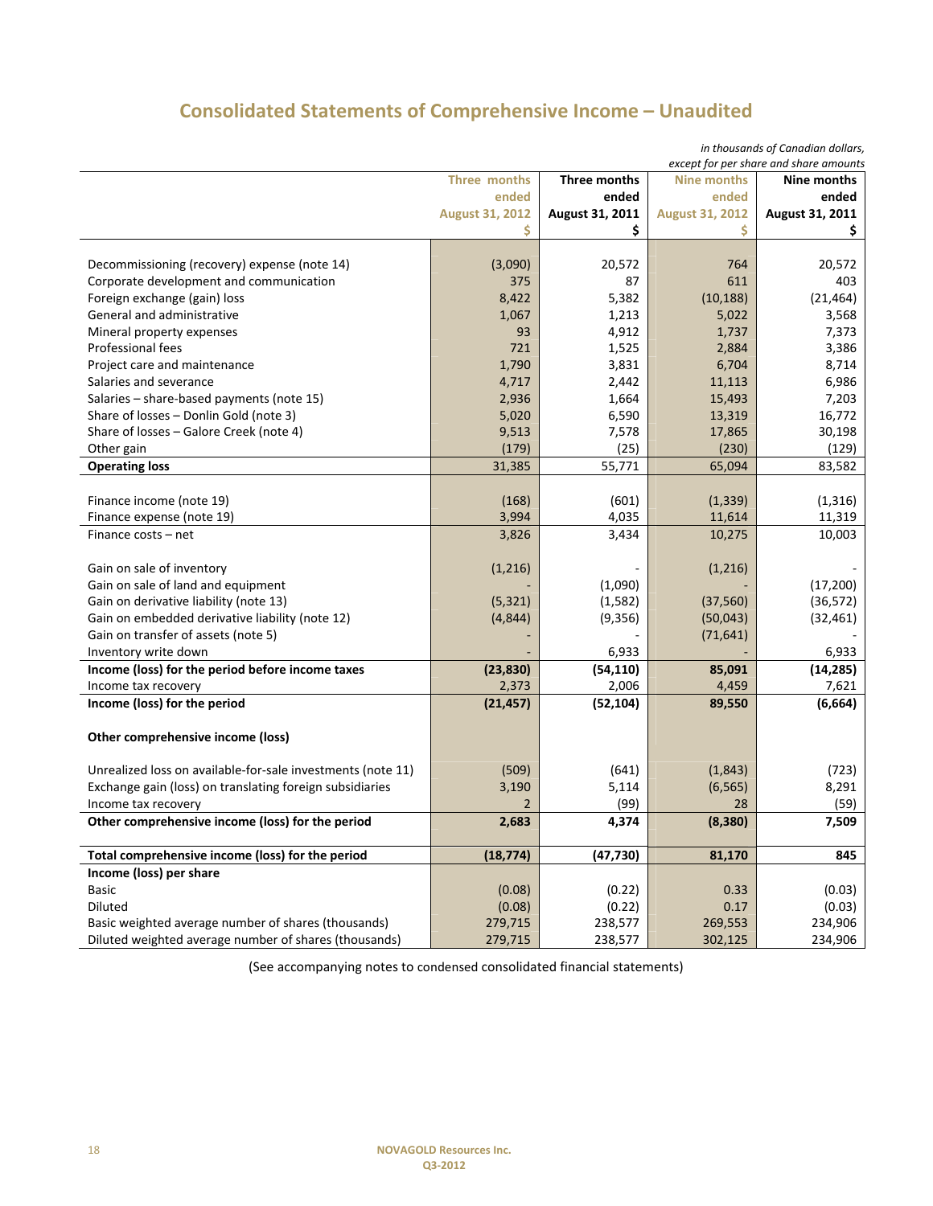# Consolidated Statements of Comprehensive Income – Unaudited

*in thousands of Canadian dollars, except for per share and share amounts*

| | Three months ended August 31, 2012 $ | Three months ended August 31, 2011 $ | Nine months ended August 31, 2012 $ | Nine months ended August 31, 2011 $ |
|---|---|---|---|---|
| Decommissioning (recovery) expense (note 14) | (3,090) | 20,572 | 764 | 20,572 |
| Corporate development and communication | 375 | 87 | 611 | 403 |
| Foreign exchange (gain) loss | 8,422 | 5,382 | (10,188) | (21,464) |
| General and administrative | 1,067 | 1,213 | 5,022 | 3,568 |
| Mineral property expenses | 93 | 4,912 | 1,737 | 7,373 |
| Professional fees | 721 | 1,525 | 2,884 | 3,386 |
| Project care and maintenance | 1,790 | 3,831 | 6,704 | 8,714 |
| Salaries and severance | 4,717 | 2,442 | 11,113 | 6,986 |
| Salaries – share-based payments (note 15) | 2,936 | 1,664 | 15,493 | 7,203 |
| Share of losses – Donlin Gold (note 3) | 5,020 | 6,590 | 13,319 | 16,772 |
| Share of losses – Galore Creek (note 4) | 9,513 | 7,578 | 17,865 | 30,198 |
| Other gain | (179) | (25) | (230) | (129) |
| **Operating loss** | 31,385 | 55,771 | 65,094 | 83,582 |
| | | | | |
| Finance income (note 19) | (168) | (601) | (1,339) | (1,316) |
| Finance expense (note 19) | 3,994 | 4,035 | 11,614 | 11,319 |
| Finance costs – net | 3,826 | 3,434 | 10,275 | 10,003 |
| | | | | |
| Gain on sale of inventory | (1,216) | - | (1,216) | - |
| Gain on sale of land and equipment | - | (1,090) | - | (17,200) |
| Gain on derivative liability (note 13) | (5,321) | (1,582) | (37,560) | (36,572) |
| Gain on embedded derivative liability (note 12) | (4,844) | (9,356) | (50,043) | (32,461) |
| Gain on transfer of assets (note 5) | - | - | (71,641) | - |
| Inventory write down | - | 6,933 | - | 6,933 |
| **Income (loss) for the period before income taxes** | **(23,830)** | **(54,110)** | **85,091** | **(14,285)** |
| Income tax recovery | 2,373 | 2,006 | 4,459 | 7,621 |
| **Income (loss) for the period** | **(21,457)** | **(52,104)** | **89,550** | **(6,664)** |
| | | | | |
| **Other comprehensive income (loss)** | | | | |
| | | | | |
| Unrealized loss on available-for-sale investments (note 11) | (509) | (641) | (1,843) | (723) |
| Exchange gain (loss) on translating foreign subsidiaries | 3,190 | 5,114 | (6,565) | 8,291 |
| Income tax recovery | 2 | (99) | 28 | (59) |
| **Other comprehensive income (loss) for the period** | **2,683** | **4,374** | **(8,380)** | **7,509** |
| | | | | |
| **Total comprehensive income (loss) for the period** | **(18,774)** | **(47,730)** | **81,170** | **845** |
| **Income (loss) per share** | | | | |
| Basic | (0.08) | (0.22) | 0.33 | (0.03) |
| Diluted | (0.08) | (0.22) | 0.17 | (0.03) |
| Basic weighted average number of shares (thousands) | 279,715 | 238,577 | 269,553 | 234,906 |
| Diluted weighted average number of shares (thousands) | 279,715 | 238,577 | 302,125 | 234,906 |

(See accompanying notes to condensed consolidated financial statements)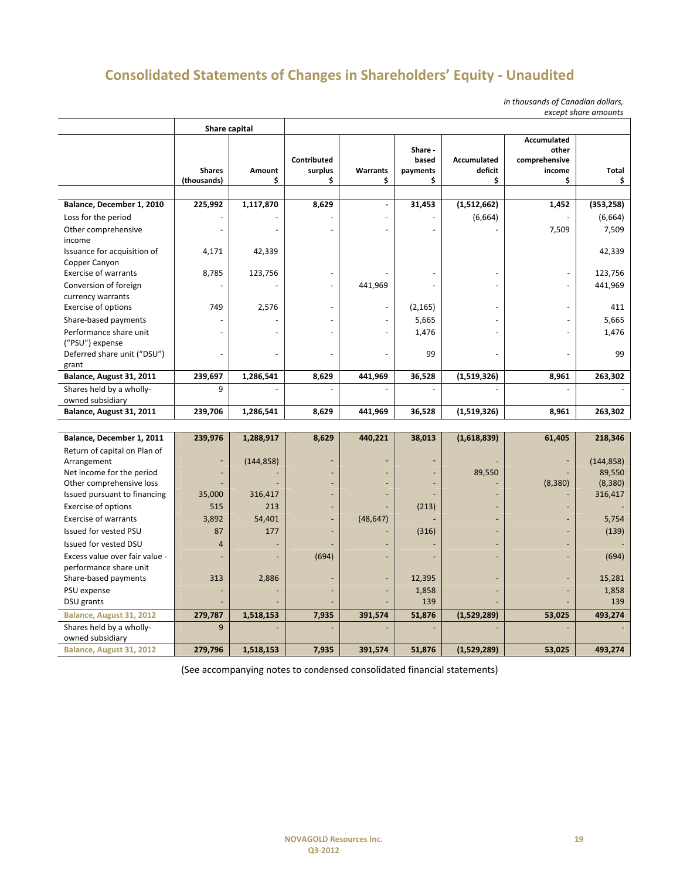# Consolidated Statements of Changes in Shareholders' Equity - Unaudited

*in thousands of Canadian dollars, except share amounts*

| | Share capital | | | | | | | |
|---|---|---|---|---|---|---|---|---|
| | Shares (thousands) | Amount $ | Contributed surplus $ | Warrants $ | Share - based payments $ | Accumulated deficit $ | Accumulated other comprehensive income $ | Total $ |
| **Balance, December 1, 2010** | **225,992** | **1,117,870** | **8,629** | **-** | **31,453** | **(1,512,662)** | **1,452** | **(353,258)** |
| Loss for the period | - | - | - | - | - | (6,664) | - | (6,664) |
| Other comprehensive income | - | - | - | - | - | - | 7,509 | 7,509 |
| Issuance for acquisition of Copper Canyon | 4,171 | 42,339 | | | | | | 42,339 |
| Exercise of warrants | 8,785 | 123,756 | - | - | - | - | - | 123,756 |
| Conversion of foreign currency warrants | - | - | - | 441,969 | - | - | - | 441,969 |
| Exercise of options | 749 | 2,576 | - | - | (2,165) | - | - | 411 |
| Share-based payments | - | - | - | - | 5,665 | - | - | 5,665 |
| Performance share unit ("PSU") expense | - | - | - | - | 1,476 | - | - | 1,476 |
| Deferred share unit ("DSU") grant | - | - | - | - | 99 | - | - | 99 |
| **Balance, August 31, 2011** | **239,697** | **1,286,541** | **8,629** | **441,969** | **36,528** | **(1,519,326)** | **8,961** | **263,302** |
| Shares held by a wholly-owned subsidiary | 9 | - | - | - | - | - | - | - |
| **Balance, August 31, 2011** | **239,706** | **1,286,541** | **8,629** | **441,969** | **36,528** | **(1,519,326)** | **8,961** | **263,302** |
| | | | | | | | | |
| **Balance, December 1, 2011** | **239,976** | **1,288,917** | **8,629** | **440,221** | **38,013** | **(1,618,839)** | **61,405** | **218,346** |
| Return of capital on Plan of Arrangement | - | (144,858) | - | - | - | - | - | (144,858) |
| Net income for the period | - | - | - | - | - | 89,550 | - | 89,550 |
| Other comprehensive loss | - | - | - | - | - | - | (8,380) | (8,380) |
| Issued pursuant to financing | 35,000 | 316,417 | - | - | - | - | - | 316,417 |
| Exercise of options | 515 | 213 | - | - | (213) | - | - | - |
| Exercise of warrants | 3,892 | 54,401 | - | (48,647) | - | - | - | 5,754 |
| Issued for vested PSU | 87 | 177 | - | - | (316) | - | - | (139) |
| Issued for vested DSU | 4 | - | - | - | - | - | - | - |
| Excess value over fair value - performance share unit | - | - | (694) | - | - | - | - | (694) |
| Share-based payments | 313 | 2,886 | - | - | 12,395 | - | - | 15,281 |
| PSU expense | - | - | - | - | 1,858 | - | - | 1,858 |
| DSU grants | - | - | - | - | 139 | - | - | 139 |
| **Balance, August 31, 2012** | **279,787** | **1,518,153** | **7,935** | **391,574** | **51,876** | **(1,529,289)** | **53,025** | **493,274** |
| Shares held by a wholly-owned subsidiary | 9 | - | - | - | - | - | - | - |
| **Balance, August 31, 2012** | **279,796** | **1,518,153** | **7,935** | **391,574** | **51,876** | **(1,529,289)** | **53,025** | **493,274** |

(See accompanying notes to condensed consolidated financial statements)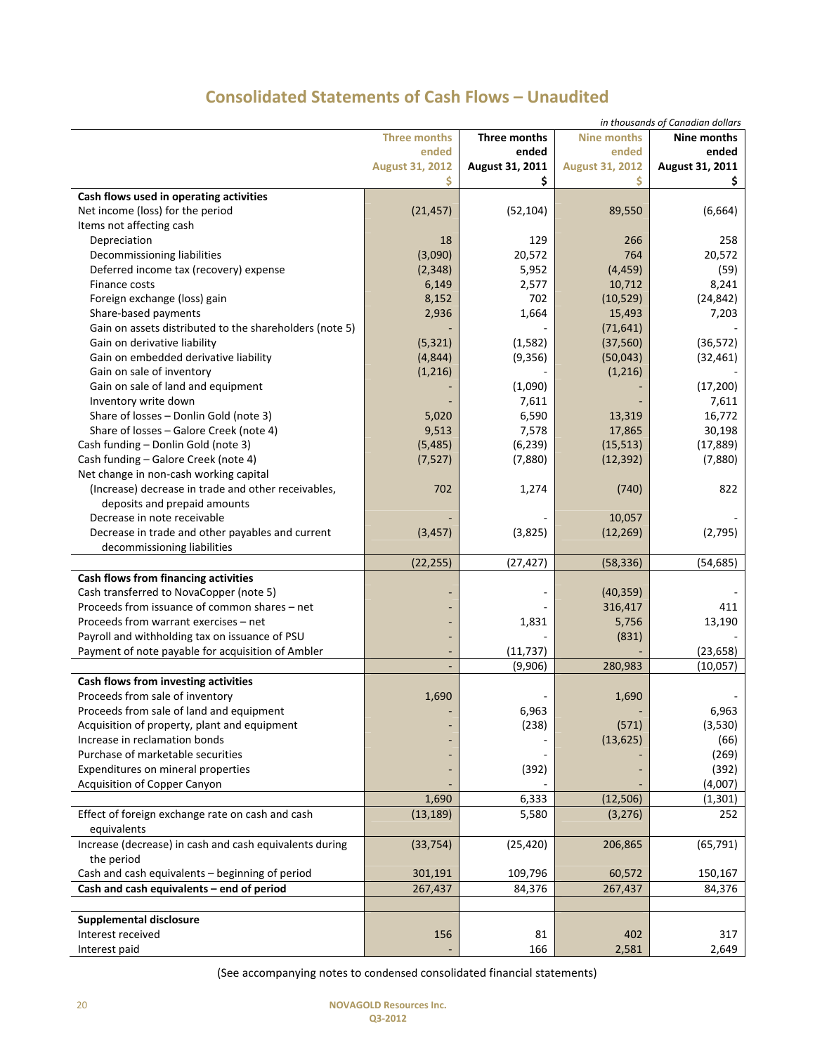# Consolidated Statements of Cash Flows – Unaudited

*in thousands of Canadian dollars*

| | Three months ended August 31, 2012 $ | Three months ended August 31, 2011 $ | Nine months ended August 31, 2012 $ | Nine months ended August 31, 2011 $ |
|---|---|---|---|---|
| **Cash flows used in operating activities** | | | | |
| Net income (loss) for the period | (21,457) | (52,104) | 89,550 | (6,664) |
| Items not affecting cash | | | | |
| Depreciation | 18 | 129 | 266 | 258 |
| Decommissioning liabilities | (3,090) | 20,572 | 764 | 20,572 |
| Deferred income tax (recovery) expense | (2,348) | 5,952 | (4,459) | (59) |
| Finance costs | 6,149 | 2,577 | 10,712 | 8,241 |
| Foreign exchange (loss) gain | 8,152 | 702 | (10,529) | (24,842) |
| Share-based payments | 2,936 | 1,664 | 15,493 | 7,203 |
| Gain on assets distributed to the shareholders (note 5) | - | - | (71,641) | - |
| Gain on derivative liability | (5,321) | (1,582) | (37,560) | (36,572) |
| Gain on embedded derivative liability | (4,844) | (9,356) | (50,043) | (32,461) |
| Gain on sale of inventory | (1,216) | - | (1,216) | - |
| Gain on sale of land and equipment | - | (1,090) | - | (17,200) |
| Inventory write down | - | 7,611 | - | 7,611 |
| Share of losses – Donlin Gold (note 3) | 5,020 | 6,590 | 13,319 | 16,772 |
| Share of losses – Galore Creek (note 4) | 9,513 | 7,578 | 17,865 | 30,198 |
| Cash funding – Donlin Gold (note 3) | (5,485) | (6,239) | (15,513) | (17,889) |
| Cash funding – Galore Creek (note 4) | (7,527) | (7,880) | (12,392) | (7,880) |
| Net change in non-cash working capital | | | | |
| (Increase) decrease in trade and other receivables, deposits and prepaid amounts | 702 | 1,274 | (740) | 822 |
| Decrease in note receivable | - | - | 10,057 | - |
| Decrease in trade and other payables and current decommissioning liabilities | (3,457) | (3,825) | (12,269) | (2,795) |
| | (22,255) | (27,427) | (58,336) | (54,685) |
| **Cash flows from financing activities** | | | | |
| Cash transferred to NovaCopper (note 5) | - | - | (40,359) | - |
| Proceeds from issuance of common shares – net | - | - | 316,417 | 411 |
| Proceeds from warrant exercises – net | - | 1,831 | 5,756 | 13,190 |
| Payroll and withholding tax on issuance of PSU | - | - | (831) | - |
| Payment of note payable for acquisition of Ambler | - | (11,737) | - | (23,658) |
| | - | (9,906) | 280,983 | (10,057) |
| **Cash flows from investing activities** | | | | |
| Proceeds from sale of inventory | 1,690 | - | 1,690 | - |
| Proceeds from sale of land and equipment | - | 6,963 | - | 6,963 |
| Acquisition of property, plant and equipment | - | (238) | (571) | (3,530) |
| Increase in reclamation bonds | - | - | (13,625) | (66) |
| Purchase of marketable securities | - | - | - | (269) |
| Expenditures on mineral properties | - | (392) | - | (392) |
| Acquisition of Copper Canyon | - | - | - | (4,007) |
| | 1,690 | 6,333 | (12,506) | (1,301) |
| Effect of foreign exchange rate on cash and cash equivalents | (13,189) | 5,580 | (3,276) | 252 |
| Increase (decrease) in cash and cash equivalents during the period | (33,754) | (25,420) | 206,865 | (65,791) |
| Cash and cash equivalents – beginning of period | 301,191 | 109,796 | 60,572 | 150,167 |
| **Cash and cash equivalents – end of period** | 267,437 | 84,376 | 267,437 | 84,376 |
| | | | | |
| **Supplemental disclosure** | | | | |
| Interest received | 156 | 81 | 402 | 317 |
| Interest paid | - | 166 | 2,581 | 2,649 |

(See accompanying notes to condensed consolidated financial statements)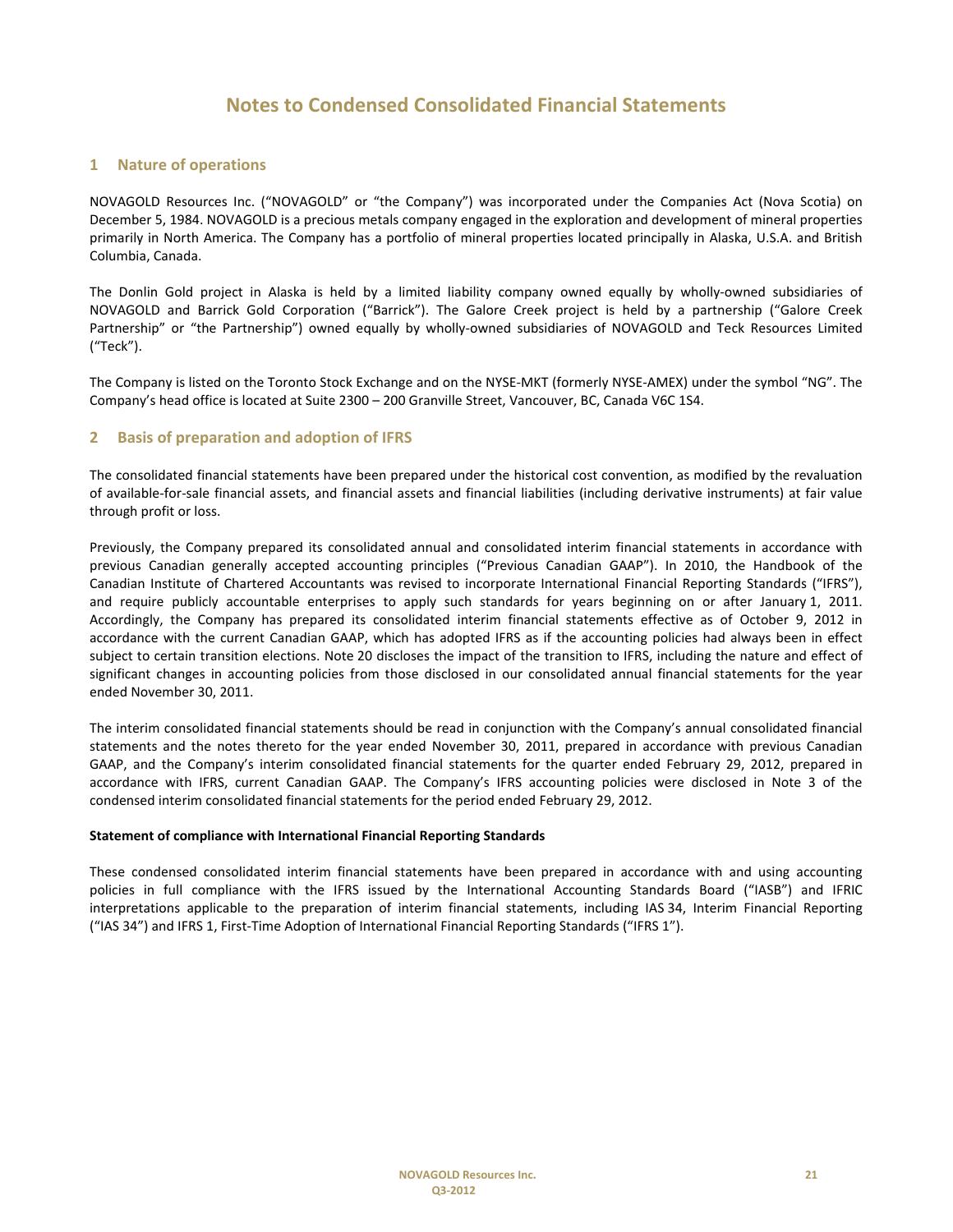# Notes to Condensed Consolidated Financial Statements

## 1 Nature of operations

NOVAGOLD Resources Inc. ("NOVAGOLD" or "the Company") was incorporated under the Companies Act (Nova Scotia) on December 5, 1984. NOVAGOLD is a precious metals company engaged in the exploration and development of mineral properties primarily in North America. The Company has a portfolio of mineral properties located principally in Alaska, U.S.A. and British Columbia, Canada.

The Donlin Gold project in Alaska is held by a limited liability company owned equally by wholly-owned subsidiaries of NOVAGOLD and Barrick Gold Corporation ("Barrick"). The Galore Creek project is held by a partnership ("Galore Creek Partnership" or "the Partnership") owned equally by wholly-owned subsidiaries of NOVAGOLD and Teck Resources Limited ("Teck").

The Company is listed on the Toronto Stock Exchange and on the NYSE-MKT (formerly NYSE-AMEX) under the symbol "NG". The Company's head office is located at Suite 2300 – 200 Granville Street, Vancouver, BC, Canada V6C 1S4.

## 2 Basis of preparation and adoption of IFRS

The consolidated financial statements have been prepared under the historical cost convention, as modified by the revaluation of available-for-sale financial assets, and financial assets and financial liabilities (including derivative instruments) at fair value through profit or loss.

Previously, the Company prepared its consolidated annual and consolidated interim financial statements in accordance with previous Canadian generally accepted accounting principles ("Previous Canadian GAAP"). In 2010, the Handbook of the Canadian Institute of Chartered Accountants was revised to incorporate International Financial Reporting Standards ("IFRS"), and require publicly accountable enterprises to apply such standards for years beginning on or after January 1, 2011. Accordingly, the Company has prepared its consolidated interim financial statements effective as of October 9, 2012 in accordance with the current Canadian GAAP, which has adopted IFRS as if the accounting policies had always been in effect subject to certain transition elections. Note 20 discloses the impact of the transition to IFRS, including the nature and effect of significant changes in accounting policies from those disclosed in our consolidated annual financial statements for the year ended November 30, 2011.

The interim consolidated financial statements should be read in conjunction with the Company's annual consolidated financial statements and the notes thereto for the year ended November 30, 2011, prepared in accordance with previous Canadian GAAP, and the Company's interim consolidated financial statements for the quarter ended February 29, 2012, prepared in accordance with IFRS, current Canadian GAAP. The Company's IFRS accounting policies were disclosed in Note 3 of the condensed interim consolidated financial statements for the period ended February 29, 2012.

**Statement of compliance with International Financial Reporting Standards**

These condensed consolidated interim financial statements have been prepared in accordance with and using accounting policies in full compliance with the IFRS issued by the International Accounting Standards Board ("IASB") and IFRIC interpretations applicable to the preparation of interim financial statements, including IAS 34, Interim Financial Reporting ("IAS 34") and IFRS 1, First-Time Adoption of International Financial Reporting Standards ("IFRS 1").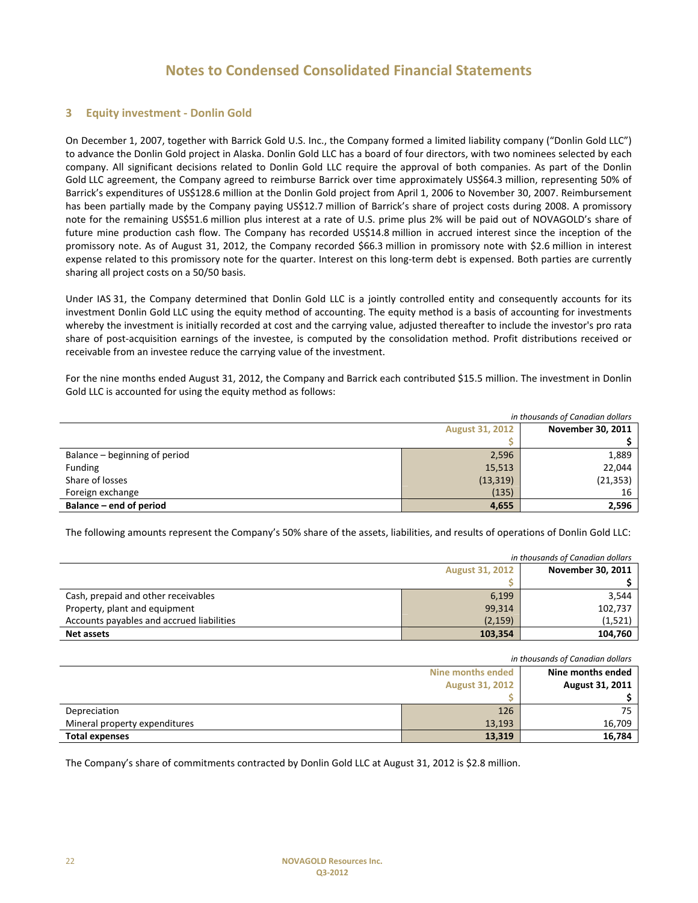# Notes to Condensed Consolidated Financial Statements

## 3 Equity investment - Donlin Gold

On December 1, 2007, together with Barrick Gold U.S. Inc., the Company formed a limited liability company ("Donlin Gold LLC") to advance the Donlin Gold project in Alaska. Donlin Gold LLC has a board of four directors, with two nominees selected by each company. All significant decisions related to Donlin Gold LLC require the approval of both companies. As part of the Donlin Gold LLC agreement, the Company agreed to reimburse Barrick over time approximately US$64.3 million, representing 50% of Barrick's expenditures of US$128.6 million at the Donlin Gold project from April 1, 2006 to November 30, 2007. Reimbursement has been partially made by the Company paying US$12.7 million of Barrick's share of project costs during 2008. A promissory note for the remaining US$51.6 million plus interest at a rate of U.S. prime plus 2% will be paid out of NOVAGOLD's share of future mine production cash flow. The Company has recorded US$14.8 million in accrued interest since the inception of the promissory note. As of August 31, 2012, the Company recorded $66.3 million in promissory note with $2.6 million in interest expense related to this promissory note for the quarter. Interest on this long-term debt is expensed. Both parties are currently sharing all project costs on a 50/50 basis.

Under IAS 31, the Company determined that Donlin Gold LLC is a jointly controlled entity and consequently accounts for its investment Donlin Gold LLC using the equity method of accounting. The equity method is a basis of accounting for investments whereby the investment is initially recorded at cost and the carrying value, adjusted thereafter to include the investor's pro rata share of post-acquisition earnings of the investee, is computed by the consolidation method. Profit distributions received or receivable from an investee reduce the carrying value of the investment.

For the nine months ended August 31, 2012, the Company and Barrick each contributed $15.5 million. The investment in Donlin Gold LLC is accounted for using the equity method as follows:

*in thousands of Canadian dollars*

| | August 31, 2012 | November 30, 2011 |
|---|---|---|
| | $ | $ |
| Balance – beginning of period | 2,596 | 1,889 |
| Funding | 15,513 | 22,044 |
| Share of losses | (13,319) | (21,353) |
| Foreign exchange | (135) | 16 |
| **Balance – end of period** | **4,655** | **2,596** |

The following amounts represent the Company's 50% share of the assets, liabilities, and results of operations of Donlin Gold LLC:

*in thousands of Canadian dollars*

| | August 31, 2012 | November 30, 2011 |
|---|---|---|
| | $ | $ |
| Cash, prepaid and other receivables | 6,199 | 3,544 |
| Property, plant and equipment | 99,314 | 102,737 |
| Accounts payables and accrued liabilities | (2,159) | (1,521) |
| **Net assets** | **103,354** | **104,760** |

*in thousands of Canadian dollars*

| | Nine months ended August 31, 2012 | Nine months ended August 31, 2011 |
|---|---|---|
| | $ | $ |
| Depreciation | 126 | 75 |
| Mineral property expenditures | 13,193 | 16,709 |
| **Total expenses** | **13,319** | **16,784** |

The Company's share of commitments contracted by Donlin Gold LLC at August 31, 2012 is $2.8 million.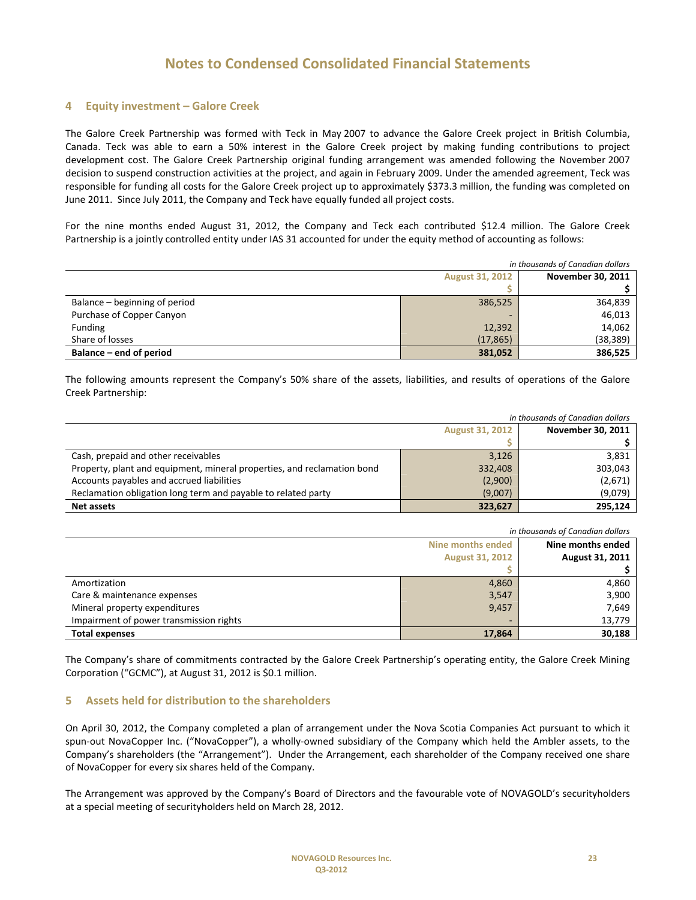# Notes to Condensed Consolidated Financial Statements

## 4 Equity investment – Galore Creek

The Galore Creek Partnership was formed with Teck in May 2007 to advance the Galore Creek project in British Columbia, Canada. Teck was able to earn a 50% interest in the Galore Creek project by making funding contributions to project development cost. The Galore Creek Partnership original funding arrangement was amended following the November 2007 decision to suspend construction activities at the project, and again in February 2009. Under the amended agreement, Teck was responsible for funding all costs for the Galore Creek project up to approximately $373.3 million, the funding was completed on June 2011. Since July 2011, the Company and Teck have equally funded all project costs.

For the nine months ended August 31, 2012, the Company and Teck each contributed $12.4 million. The Galore Creek Partnership is a jointly controlled entity under IAS 31 accounted for under the equity method of accounting as follows:

*in thousands of Canadian dollars*

| | August 31, 2012 | November 30, 2011 |
|---|---|---|
| | $ | $ |
| Balance – beginning of period | 386,525 | 364,839 |
| Purchase of Copper Canyon | - | 46,013 |
| Funding | 12,392 | 14,062 |
| Share of losses | (17,865) | (38,389) |
| **Balance – end of period** | **381,052** | **386,525** |

The following amounts represent the Company's 50% share of the assets, liabilities, and results of operations of the Galore Creek Partnership:

*in thousands of Canadian dollars*

| | August 31, 2012 | November 30, 2011 |
|---|---|---|
| | $ | $ |
| Cash, prepaid and other receivables | 3,126 | 3,831 |
| Property, plant and equipment, mineral properties, and reclamation bond | 332,408 | 303,043 |
| Accounts payables and accrued liabilities | (2,900) | (2,671) |
| Reclamation obligation long term and payable to related party | (9,007) | (9,079) |
| **Net assets** | **323,627** | **295,124** |

*in thousands of Canadian dollars*

| | Nine months ended August 31, 2012 | Nine months ended August 31, 2011 |
|---|---|---|
| | $ | $ |
| Amortization | 4,860 | 4,860 |
| Care & maintenance expenses | 3,547 | 3,900 |
| Mineral property expenditures | 9,457 | 7,649 |
| Impairment of power transmission rights | - | 13,779 |
| **Total expenses** | **17,864** | **30,188** |

The Company's share of commitments contracted by the Galore Creek Partnership's operating entity, the Galore Creek Mining Corporation ("GCMC"), at August 31, 2012 is $0.1 million.

## 5 Assets held for distribution to the shareholders

On April 30, 2012, the Company completed a plan of arrangement under the Nova Scotia Companies Act pursuant to which it spun-out NovaCopper Inc. ("NovaCopper"), a wholly-owned subsidiary of the Company which held the Ambler assets, to the Company's shareholders (the "Arrangement"). Under the Arrangement, each shareholder of the Company received one share of NovaCopper for every six shares held of the Company.

The Arrangement was approved by the Company's Board of Directors and the favourable vote of NOVAGOLD's securityholders at a special meeting of securityholders held on March 28, 2012.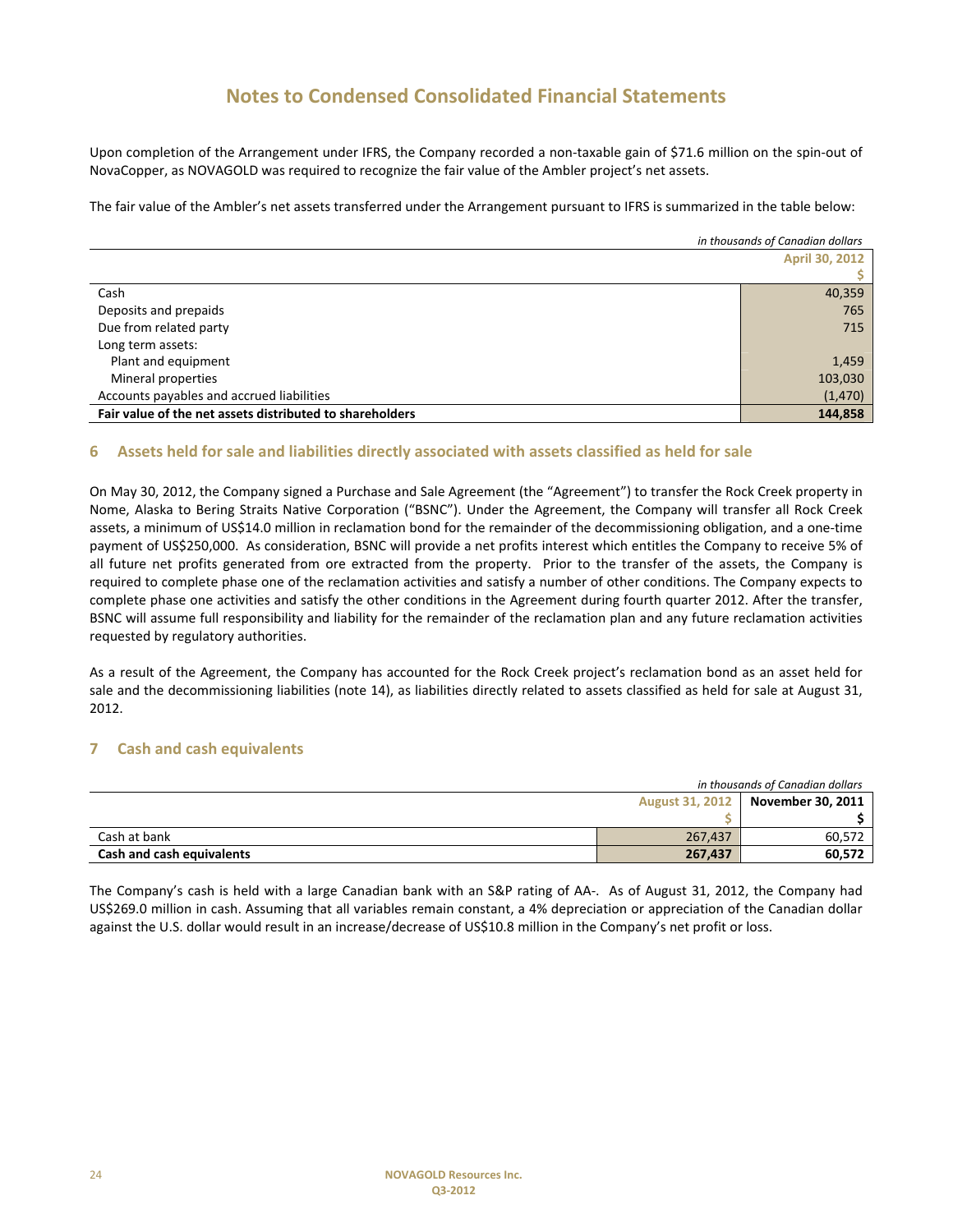# Notes to Condensed Consolidated Financial Statements

Upon completion of the Arrangement under IFRS, the Company recorded a non-taxable gain of $71.6 million on the spin-out of NovaCopper, as NOVAGOLD was required to recognize the fair value of the Ambler project's net assets.

The fair value of the Ambler's net assets transferred under the Arrangement pursuant to IFRS is summarized in the table below:

*in thousands of Canadian dollars*

| | April 30, 2012 |
|---|---|
| | $ |
| Cash | 40,359 |
| Deposits and prepaids | 765 |
| Due from related party | 715 |
| Long term assets: | |
| Plant and equipment | 1,459 |
| Mineral properties | 103,030 |
| Accounts payables and accrued liabilities | (1,470) |
| **Fair value of the net assets distributed to shareholders** | **144,858** |

## 6 Assets held for sale and liabilities directly associated with assets classified as held for sale

On May 30, 2012, the Company signed a Purchase and Sale Agreement (the "Agreement") to transfer the Rock Creek property in Nome, Alaska to Bering Straits Native Corporation ("BSNC"). Under the Agreement, the Company will transfer all Rock Creek assets, a minimum of US$14.0 million in reclamation bond for the remainder of the decommissioning obligation, and a one-time payment of US$250,000. As consideration, BSNC will provide a net profits interest which entitles the Company to receive 5% of all future net profits generated from ore extracted from the property. Prior to the transfer of the assets, the Company is required to complete phase one of the reclamation activities and satisfy a number of other conditions. The Company expects to complete phase one activities and satisfy the other conditions in the Agreement during fourth quarter 2012. After the transfer, BSNC will assume full responsibility and liability for the remainder of the reclamation plan and any future reclamation activities requested by regulatory authorities.

As a result of the Agreement, the Company has accounted for the Rock Creek project's reclamation bond as an asset held for sale and the decommissioning liabilities (note 14), as liabilities directly related to assets classified as held for sale at August 31, 2012.

## 7 Cash and cash equivalents

*in thousands of Canadian dollars*

| | August 31, 2012 | November 30, 2011 |
|---|---|---|
| | $ | $ |
| Cash at bank | 267,437 | 60,572 |
| **Cash and cash equivalents** | **267,437** | **60,572** |

The Company's cash is held with a large Canadian bank with an S&P rating of AA-. As of August 31, 2012, the Company had US$269.0 million in cash. Assuming that all variables remain constant, a 4% depreciation or appreciation of the Canadian dollar against the U.S. dollar would result in an increase/decrease of US$10.8 million in the Company's net profit or loss.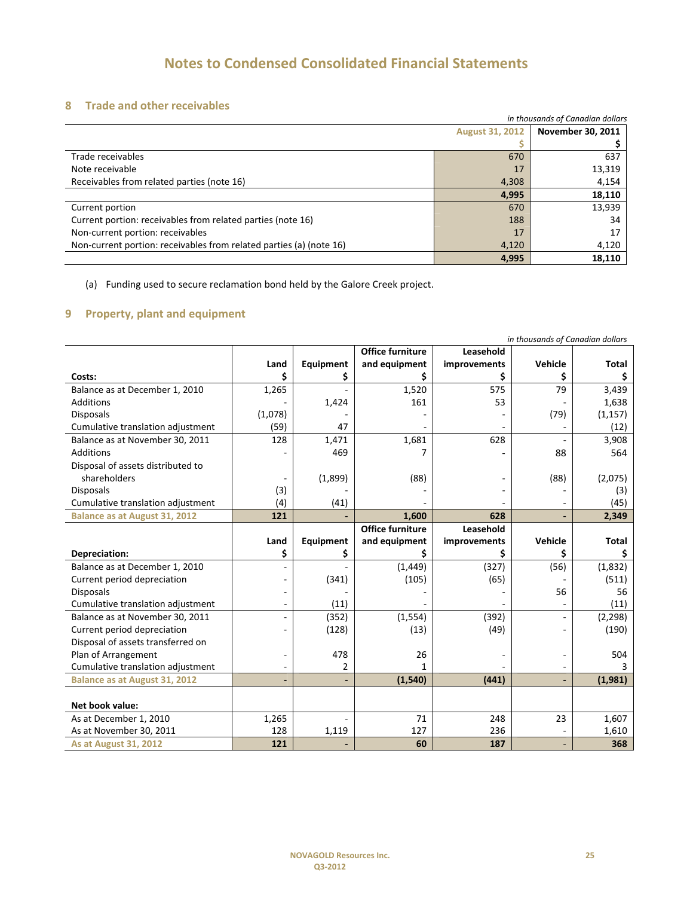# Notes to Condensed Consolidated Financial Statements

## 8 Trade and other receivables

*in thousands of Canadian dollars*

| | August 31, 2012 $ | November 30, 2011 $ |
|---|---|---|
| Trade receivables | 670 | 637 |
| Note receivable | 17 | 13,319 |
| Receivables from related parties (note 16) | 4,308 | 4,154 |
| | **4,995** | **18,110** |
| Current portion | 670 | 13,939 |
| Current portion: receivables from related parties (note 16) | 188 | 34 |
| Non-current portion: receivables | 17 | 17 |
| Non-current portion: receivables from related parties (a) (note 16) | 4,120 | 4,120 |
| | **4,995** | **18,110** |

(a) Funding used to secure reclamation bond held by the Galore Creek project.

## 9 Property, plant and equipment

*in thousands of Canadian dollars*

| Costs: | Land $ | Equipment $ | Office furniture and equipment $ | Leasehold improvements $ | Vehicle $ | Total $ |
|---|---|---|---|---|---|---|
| Balance as at December 1, 2010 | 1,265 | - | 1,520 | 575 | 79 | 3,439 |
| Additions | - | 1,424 | 161 | 53 | - | 1,638 |
| Disposals | (1,078) | - | - | - | (79) | (1,157) |
| Cumulative translation adjustment | (59) | 47 | - | - | - | (12) |
| Balance as at November 30, 2011 | 128 | 1,471 | 1,681 | 628 | - | 3,908 |
| Additions | - | 469 | 7 | - | 88 | 564 |
| Disposal of assets distributed to shareholders | - | (1,899) | (88) | - | (88) | (2,075) |
| Disposals | (3) | - | - | - | - | (3) |
| Cumulative translation adjustment | (4) | (41) | - | - | - | (45) |
| **Balance as at August 31, 2012** | **121** | **-** | **1,600** | **628** | **-** | **2,349** |
| **Depreciation:** | **Land $** | **Equipment $** | **Office furniture and equipment $** | **Leasehold improvements $** | **Vehicle $** | **Total $** |
| Balance as at December 1, 2010 | - | - | (1,449) | (327) | (56) | (1,832) |
| Current period depreciation | - | (341) | (105) | (65) | - | (511) |
| Disposals | - | - | - | - | 56 | 56 |
| Cumulative translation adjustment | - | (11) | - | - | - | (11) |
| Balance as at November 30, 2011 | - | (352) | (1,554) | (392) | - | (2,298) |
| Current period depreciation | - | (128) | (13) | (49) | - | (190) |
| Disposal of assets transferred on Plan of Arrangement | - | 478 | 26 | - | - | 504 |
| Cumulative translation adjustment | - | 2 | 1 | - | - | 3 |
| **Balance as at August 31, 2012** | **-** | **-** | **(1,540)** | **(441)** | **-** | **(1,981)** |
| | | | | | | |
| **Net book value:** | | | | | | |
| As at December 1, 2010 | 1,265 | - | 71 | 248 | 23 | 1,607 |
| As at November 30, 2011 | 128 | 1,119 | 127 | 236 | - | 1,610 |
| **As at August 31, 2012** | **121** | **-** | **60** | **187** | **-** | **368** |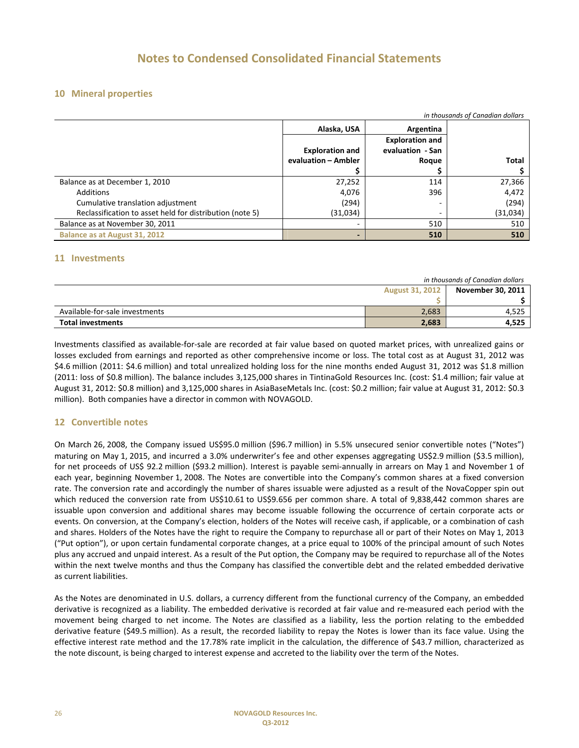# Notes to Condensed Consolidated Financial Statements

## 10 Mineral properties

*in thousands of Canadian dollars*

| | Alaska, USA | Argentina | |
|---|---|---|---|
| | Exploration and evaluation – Ambler<br>$ | Exploration and evaluation - San Roque<br>$ | Total<br>$ |
| Balance as at December 1, 2010 | 27,252 | 114 | 27,366 |
| Additions | 4,076 | 396 | 4,472 |
| Cumulative translation adjustment | (294) | - | (294) |
| Reclassification to asset held for distribution (note 5) | (31,034) | - | (31,034) |
| Balance as at November 30, 2011 | - | 510 | 510 |
| **Balance as at August 31, 2012** | **-** | **510** | **510** |

## 11 Investments

*in thousands of Canadian dollars*

| | August 31, 2012<br>$ | November 30, 2011<br>$ |
|---|---|---|
| Available-for-sale investments | 2,683 | 4,525 |
| **Total investments** | **2,683** | **4,525** |

Investments classified as available-for-sale are recorded at fair value based on quoted market prices, with unrealized gains or losses excluded from earnings and reported as other comprehensive income or loss. The total cost as at August 31, 2012 was $4.6 million (2011: $4.6 million) and total unrealized holding loss for the nine months ended August 31, 2012 was $1.8 million (2011: loss of $0.8 million). The balance includes 3,125,000 shares in TintinaGold Resources Inc. (cost: $1.4 million; fair value at August 31, 2012: $0.8 million) and 3,125,000 shares in AsiaBaseMetals Inc. (cost: $0.2 million; fair value at August 31, 2012: $0.3 million). Both companies have a director in common with NOVAGOLD.

## 12 Convertible notes

On March 26, 2008, the Company issued US$95.0 million ($96.7 million) in 5.5% unsecured senior convertible notes ("Notes") maturing on May 1, 2015, and incurred a 3.0% underwriter's fee and other expenses aggregating US$2.9 million ($3.5 million), for net proceeds of US$ 92.2 million ($93.2 million). Interest is payable semi-annually in arrears on May 1 and November 1 of each year, beginning November 1, 2008. The Notes are convertible into the Company's common shares at a fixed conversion rate. The conversion rate and accordingly the number of shares issuable were adjusted as a result of the NovaCopper spin out which reduced the conversion rate from US$10.61 to US$9.656 per common share. A total of 9,838,442 common shares are issuable upon conversion and additional shares may become issuable following the occurrence of certain corporate acts or events. On conversion, at the Company's election, holders of the Notes will receive cash, if applicable, or a combination of cash and shares. Holders of the Notes have the right to require the Company to repurchase all or part of their Notes on May 1, 2013 ("Put option"), or upon certain fundamental corporate changes, at a price equal to 100% of the principal amount of such Notes plus any accrued and unpaid interest. As a result of the Put option, the Company may be required to repurchase all of the Notes within the next twelve months and thus the Company has classified the convertible debt and the related embedded derivative as current liabilities.

As the Notes are denominated in U.S. dollars, a currency different from the functional currency of the Company, an embedded derivative is recognized as a liability. The embedded derivative is recorded at fair value and re-measured each period with the movement being charged to net income. The Notes are classified as a liability, less the portion relating to the embedded derivative feature ($49.5 million). As a result, the recorded liability to repay the Notes is lower than its face value. Using the effective interest rate method and the 17.78% rate implicit in the calculation, the difference of $43.7 million, characterized as the note discount, is being charged to interest expense and accreted to the liability over the term of the Notes.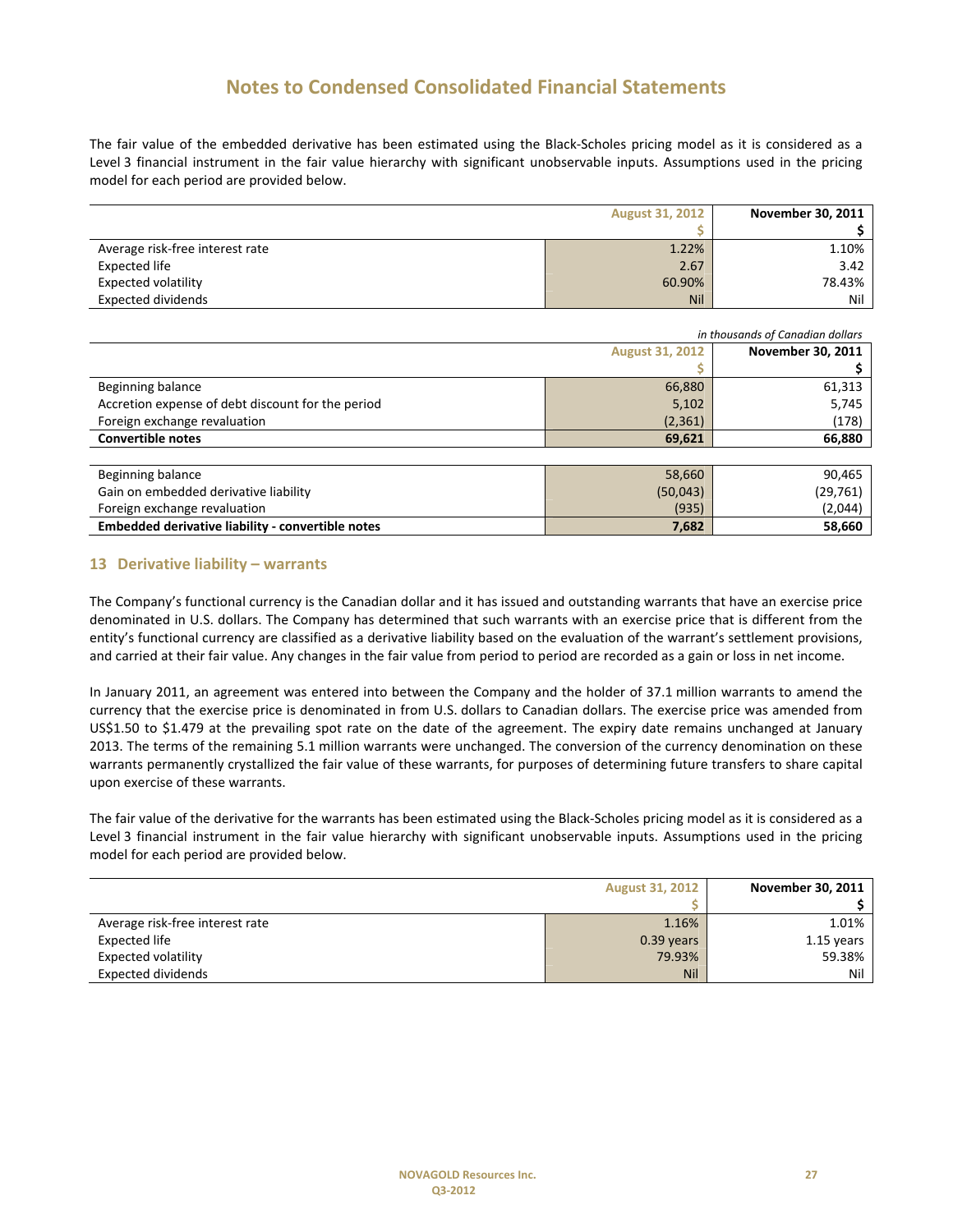# Notes to Condensed Consolidated Financial Statements

The fair value of the embedded derivative has been estimated using the Black-Scholes pricing model as it is considered as a Level 3 financial instrument in the fair value hierarchy with significant unobservable inputs. Assumptions used in the pricing model for each period are provided below.

| | August 31, 2012 | November 30, 2011 |
|---|---|---|
| | $ | $ |
| Average risk-free interest rate | 1.22% | 1.10% |
| Expected life | 2.67 | 3.42 |
| Expected volatility | 60.90% | 78.43% |
| Expected dividends | Nil | Nil |

*in thousands of Canadian dollars*

| | August 31, 2012 | November 30, 2011 |
|---|---|---|
| | $ | $ |
| Beginning balance | 66,880 | 61,313 |
| Accretion expense of debt discount for the period | 5,102 | 5,745 |
| Foreign exchange revaluation | (2,361) | (178) |
| **Convertible notes** | **69,621** | **66,880** |

| | August 31, 2012 | November 30, 2011 |
|---|---|---|
| Beginning balance | 58,660 | 90,465 |
| Gain on embedded derivative liability | (50,043) | (29,761) |
| Foreign exchange revaluation | (935) | (2,044) |
| **Embedded derivative liability - convertible notes** | **7,682** | **58,660** |

## 13 Derivative liability – warrants

The Company's functional currency is the Canadian dollar and it has issued and outstanding warrants that have an exercise price denominated in U.S. dollars. The Company has determined that such warrants with an exercise price that is different from the entity's functional currency are classified as a derivative liability based on the evaluation of the warrant's settlement provisions, and carried at their fair value. Any changes in the fair value from period to period are recorded as a gain or loss in net income.

In January 2011, an agreement was entered into between the Company and the holder of 37.1 million warrants to amend the currency that the exercise price is denominated in from U.S. dollars to Canadian dollars. The exercise price was amended from US$1.50 to $1.479 at the prevailing spot rate on the date of the agreement. The expiry date remains unchanged at January 2013. The terms of the remaining 5.1 million warrants were unchanged. The conversion of the currency denomination on these warrants permanently crystallized the fair value of these warrants, for purposes of determining future transfers to share capital upon exercise of these warrants.

The fair value of the derivative for the warrants has been estimated using the Black-Scholes pricing model as it is considered as a Level 3 financial instrument in the fair value hierarchy with significant unobservable inputs. Assumptions used in the pricing model for each period are provided below.

| | August 31, 2012 | November 30, 2011 |
|---|---|---|
| | $ | $ |
| Average risk-free interest rate | 1.16% | 1.01% |
| Expected life | 0.39 years | 1.15 years |
| Expected volatility | 79.93% | 59.38% |
| Expected dividends | Nil | Nil |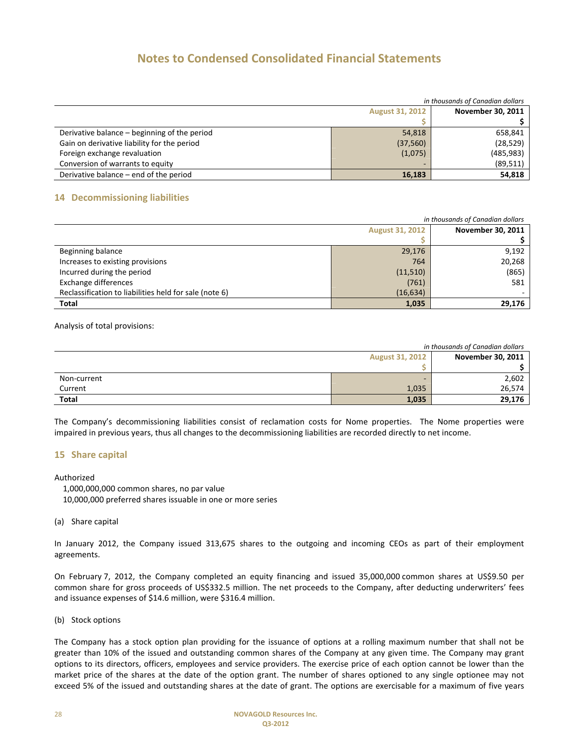# Notes to Condensed Consolidated Financial Statements

*in thousands of Canadian dollars*

| | August 31, 2012<br>$ | November 30, 2011<br>$ |
|---|---|---|
| Derivative balance – beginning of the period | 54,818 | 658,841 |
| Gain on derivative liability for the period | (37,560) | (28,529) |
| Foreign exchange revaluation | (1,075) | (485,983) |
| Conversion of warrants to equity | - | (89,511) |
| Derivative balance – end of the period | **16,183** | **54,818** |

## 14 Decommissioning liabilities

*in thousands of Canadian dollars*

| | August 31, 2012<br>$ | November 30, 2011<br>$ |
|---|---|---|
| Beginning balance | 29,176 | 9,192 |
| Increases to existing provisions | 764 | 20,268 |
| Incurred during the period | (11,510) | (865) |
| Exchange differences | (761) | 581 |
| Reclassification to liabilities held for sale (note 6) | (16,634) | - |
| **Total** | **1,035** | **29,176** |

Analysis of total provisions:

*in thousands of Canadian dollars*

| | August 31, 2012<br>$ | November 30, 2011<br>$ |
|---|---|---|
| Non-current | - | 2,602 |
| Current | 1,035 | 26,574 |
| **Total** | **1,035** | **29,176** |

The Company's decommissioning liabilities consist of reclamation costs for Nome properties. The Nome properties were impaired in previous years, thus all changes to the decommissioning liabilities are recorded directly to net income.

## 15 Share capital

Authorized

1,000,000,000 common shares, no par value
10,000,000 preferred shares issuable in one or more series

(a) Share capital

In January 2012, the Company issued 313,675 shares to the outgoing and incoming CEOs as part of their employment agreements.

On February 7, 2012, the Company completed an equity financing and issued 35,000,000 common shares at US$9.50 per common share for gross proceeds of US$332.5 million. The net proceeds to the Company, after deducting underwriters' fees and issuance expenses of $14.6 million, were $316.4 million.

(b) Stock options

The Company has a stock option plan providing for the issuance of options at a rolling maximum number that shall not be greater than 10% of the issued and outstanding common shares of the Company at any given time. The Company may grant options to its directors, officers, employees and service providers. The exercise price of each option cannot be lower than the market price of the shares at the date of the option grant. The number of shares optioned to any single optionee may not exceed 5% of the issued and outstanding shares at the date of grant. The options are exercisable for a maximum of five years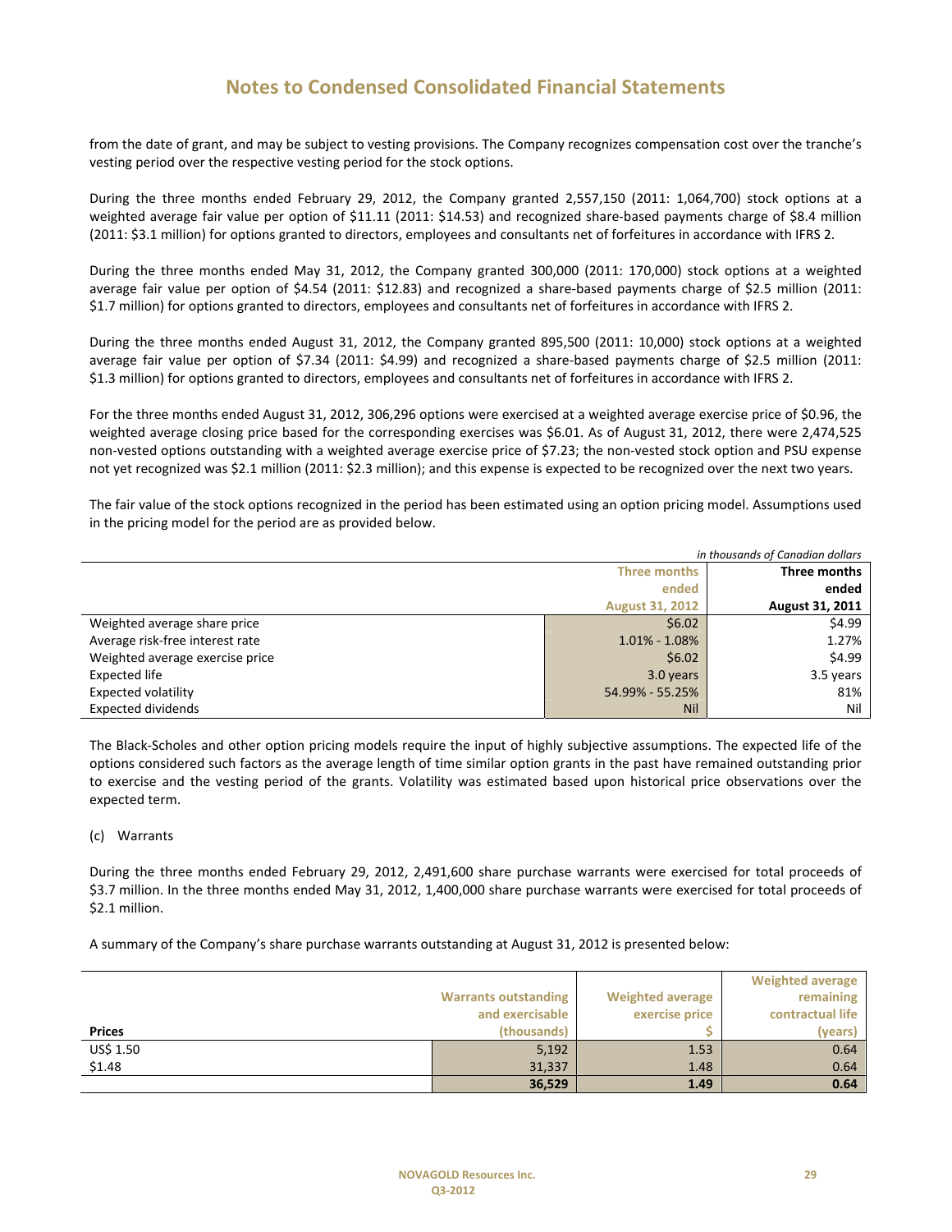# Notes to Condensed Consolidated Financial Statements

from the date of grant, and may be subject to vesting provisions. The Company recognizes compensation cost over the tranche's vesting period over the respective vesting period for the stock options.

During the three months ended February 29, 2012, the Company granted 2,557,150 (2011: 1,064,700) stock options at a weighted average fair value per option of $11.11 (2011: $14.53) and recognized share-based payments charge of $8.4 million (2011: $3.1 million) for options granted to directors, employees and consultants net of forfeitures in accordance with IFRS 2.

During the three months ended May 31, 2012, the Company granted 300,000 (2011: 170,000) stock options at a weighted average fair value per option of $4.54 (2011: $12.83) and recognized a share-based payments charge of $2.5 million (2011: $1.7 million) for options granted to directors, employees and consultants net of forfeitures in accordance with IFRS 2.

During the three months ended August 31, 2012, the Company granted 895,500 (2011: 10,000) stock options at a weighted average fair value per option of $7.34 (2011: $4.99) and recognized a share-based payments charge of $2.5 million (2011: $1.3 million) for options granted to directors, employees and consultants net of forfeitures in accordance with IFRS 2.

For the three months ended August 31, 2012, 306,296 options were exercised at a weighted average exercise price of $0.96, the weighted average closing price based for the corresponding exercises was $6.01. As of August 31, 2012, there were 2,474,525 non-vested options outstanding with a weighted average exercise price of $7.23; the non-vested stock option and PSU expense not yet recognized was $2.1 million (2011: $2.3 million); and this expense is expected to be recognized over the next two years.

The fair value of the stock options recognized in the period has been estimated using an option pricing model. Assumptions used in the pricing model for the period are as provided below.

*in thousands of Canadian dollars*

| | Three months ended August 31, 2012 | Three months ended August 31, 2011 |
|---|---|---|
| Weighted average share price | $6.02 | $4.99 |
| Average risk-free interest rate | 1.01% - 1.08% | 1.27% |
| Weighted average exercise price | $6.02 | $4.99 |
| Expected life | 3.0 years | 3.5 years |
| Expected volatility | 54.99% - 55.25% | 81% |
| Expected dividends | Nil | Nil |

The Black-Scholes and other option pricing models require the input of highly subjective assumptions. The expected life of the options considered such factors as the average length of time similar option grants in the past have remained outstanding prior to exercise and the vesting period of the grants. Volatility was estimated based upon historical price observations over the expected term.

(c) Warrants

During the three months ended February 29, 2012, 2,491,600 share purchase warrants were exercised for total proceeds of $3.7 million. In the three months ended May 31, 2012, 1,400,000 share purchase warrants were exercised for total proceeds of $2.1 million.

A summary of the Company's share purchase warrants outstanding at August 31, 2012 is presented below:

| Prices | Warrants outstanding and exercisable (thousands) | Weighted average exercise price $ | Weighted average remaining contractual life (years) |
|---|---|---|---|
| US$ 1.50 | 5,192 | 1.53 | 0.64 |
| $1.48 | 31,337 | 1.48 | 0.64 |
| | **36,529** | **1.49** | **0.64** |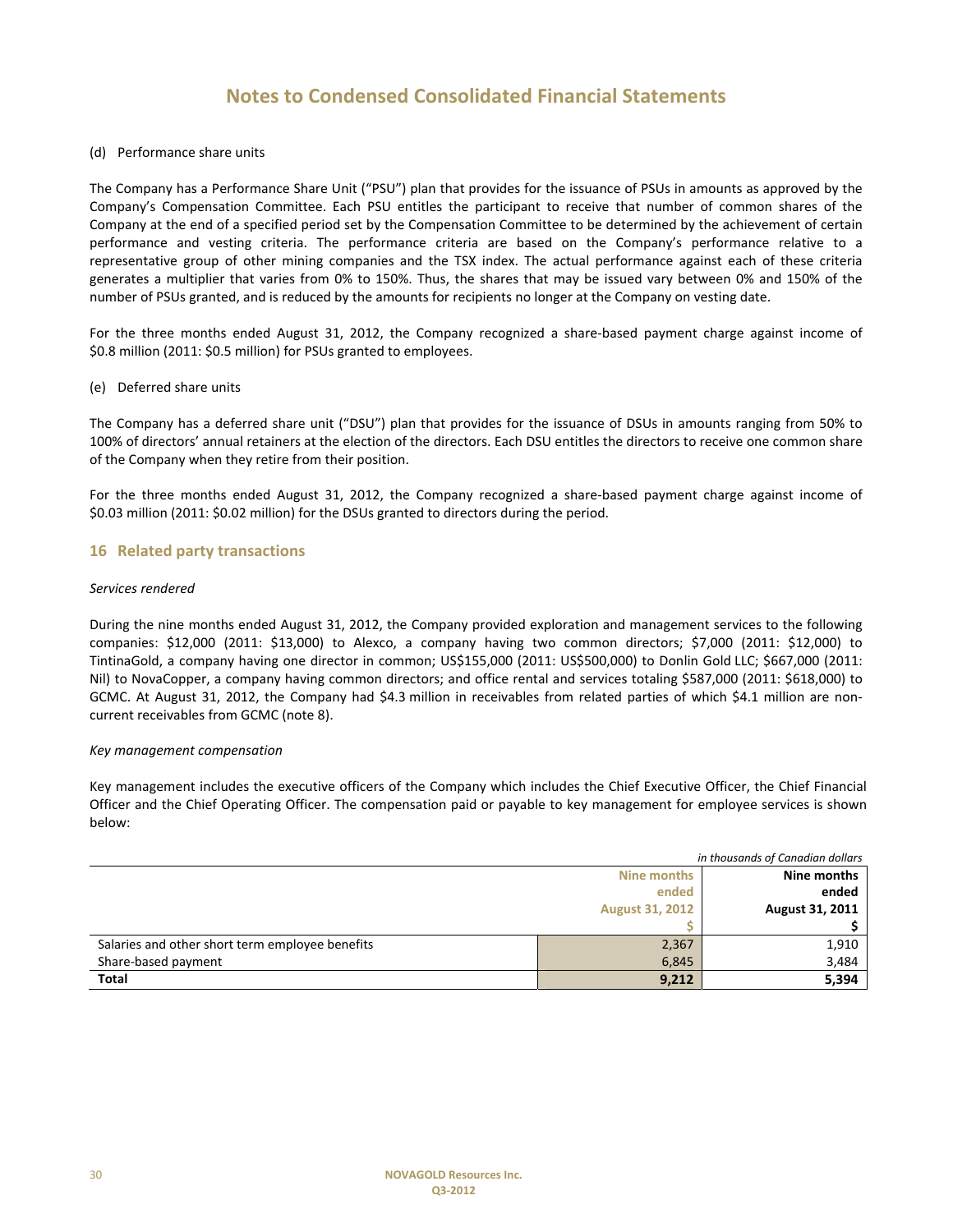# Notes to Condensed Consolidated Financial Statements

(d) Performance share units

The Company has a Performance Share Unit ("PSU") plan that provides for the issuance of PSUs in amounts as approved by the Company's Compensation Committee. Each PSU entitles the participant to receive that number of common shares of the Company at the end of a specified period set by the Compensation Committee to be determined by the achievement of certain performance and vesting criteria. The performance criteria are based on the Company's performance relative to a representative group of other mining companies and the TSX index. The actual performance against each of these criteria generates a multiplier that varies from 0% to 150%. Thus, the shares that may be issued vary between 0% and 150% of the number of PSUs granted, and is reduced by the amounts for recipients no longer at the Company on vesting date.

For the three months ended August 31, 2012, the Company recognized a share-based payment charge against income of $0.8 million (2011: $0.5 million) for PSUs granted to employees.

(e) Deferred share units

The Company has a deferred share unit ("DSU") plan that provides for the issuance of DSUs in amounts ranging from 50% to 100% of directors' annual retainers at the election of the directors. Each DSU entitles the directors to receive one common share of the Company when they retire from their position.

For the three months ended August 31, 2012, the Company recognized a share-based payment charge against income of $0.03 million (2011: $0.02 million) for the DSUs granted to directors during the period.

## 16 Related party transactions

*Services rendered*

During the nine months ended August 31, 2012, the Company provided exploration and management services to the following companies: $12,000 (2011: $13,000) to Alexco, a company having two common directors; $7,000 (2011: $12,000) to TintinaGold, a company having one director in common; US$155,000 (2011: US$500,000) to Donlin Gold LLC; $667,000 (2011: Nil) to NovaCopper, a company having common directors; and office rental and services totaling $587,000 (2011: $618,000) to GCMC. At August 31, 2012, the Company had $4.3 million in receivables from related parties of which $4.1 million are non-current receivables from GCMC (note 8).

*Key management compensation*

Key management includes the executive officers of the Company which includes the Chief Executive Officer, the Chief Financial Officer and the Chief Operating Officer. The compensation paid or payable to key management for employee services is shown below:

*in thousands of Canadian dollars*

| | Nine months ended August 31, 2012 | Nine months ended August 31, 2011 |
|---|---|---|
| | $ | $ |
| Salaries and other short term employee benefits | 2,367 | 1,910 |
| Share-based payment | 6,845 | 3,484 |
| **Total** | **9,212** | **5,394** |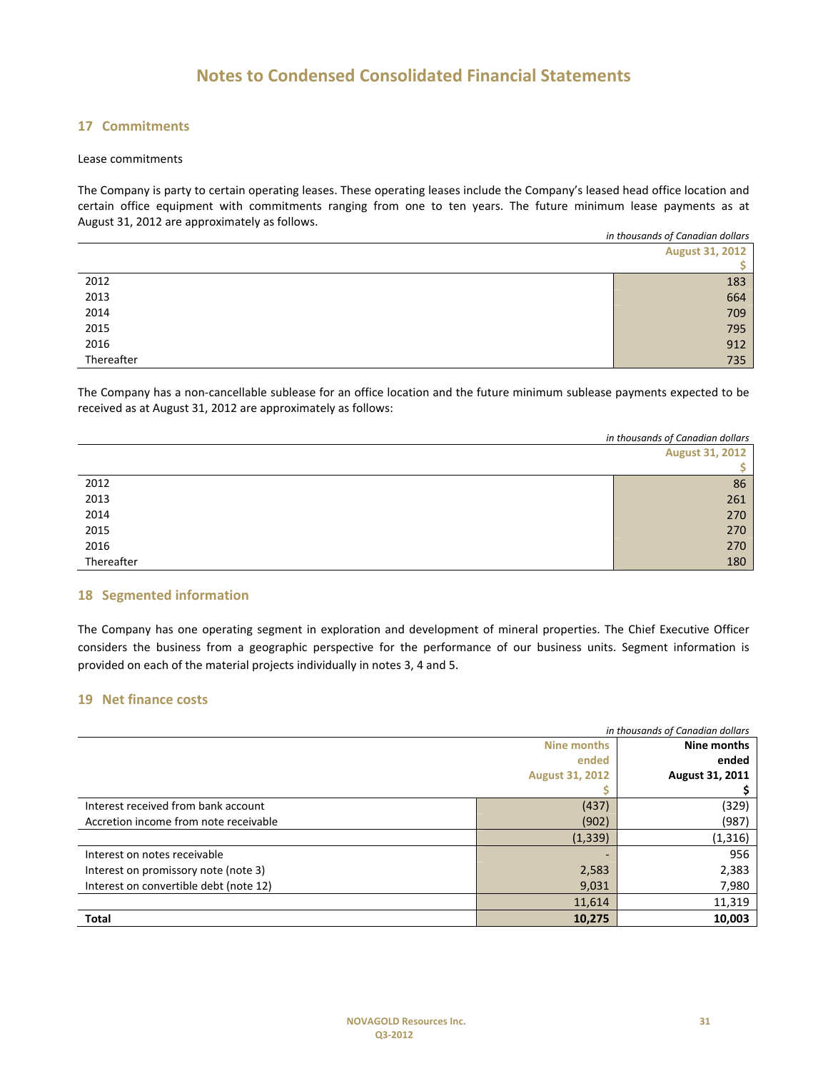# Notes to Condensed Consolidated Financial Statements

## 17 Commitments

Lease commitments

The Company is party to certain operating leases. These operating leases include the Company's leased head office location and certain office equipment with commitments ranging from one to ten years. The future minimum lease payments as at August 31, 2012 are approximately as follows.

*in thousands of Canadian dollars*

| | August 31, 2012 |
|---|---:|
| | $ |
| 2012 | 183 |
| 2013 | 664 |
| 2014 | 709 |
| 2015 | 795 |
| 2016 | 912 |
| Thereafter | 735 |

The Company has a non-cancellable sublease for an office location and the future minimum sublease payments expected to be received as at August 31, 2012 are approximately as follows:

*in thousands of Canadian dollars*

| | August 31, 2012 |
|---|---:|
| | $ |
| 2012 | 86 |
| 2013 | 261 |
| 2014 | 270 |
| 2015 | 270 |
| 2016 | 270 |
| Thereafter | 180 |

## 18 Segmented information

The Company has one operating segment in exploration and development of mineral properties. The Chief Executive Officer considers the business from a geographic perspective for the performance of our business units. Segment information is provided on each of the material projects individually in notes 3, 4 and 5.

## 19 Net finance costs

*in thousands of Canadian dollars*

| | Nine months ended August 31, 2012 | Nine months ended August 31, 2011 |
|---|---:|---:|
| | $ | $ |
| Interest received from bank account | (437) | (329) |
| Accretion income from note receivable | (902) | (987) |
| | (1,339) | (1,316) |
| Interest on notes receivable | - | 956 |
| Interest on promissory note (note 3) | 2,583 | 2,383 |
| Interest on convertible debt (note 12) | 9,031 | 7,980 |
| | 11,614 | 11,319 |
| **Total** | **10,275** | **10,003** |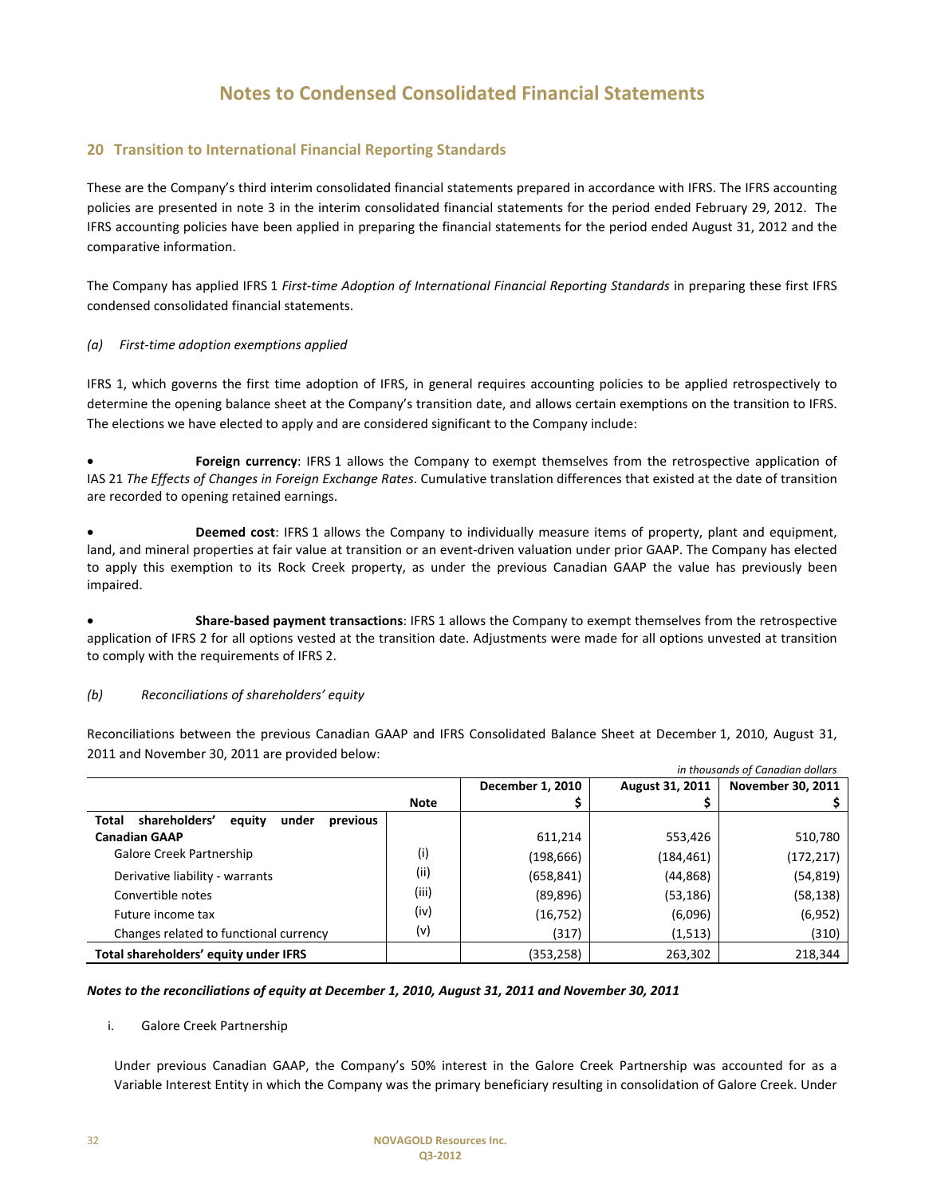# Notes to Condensed Consolidated Financial Statements

## 20 Transition to International Financial Reporting Standards

These are the Company's third interim consolidated financial statements prepared in accordance with IFRS. The IFRS accounting policies are presented in note 3 in the interim consolidated financial statements for the period ended February 29, 2012. The IFRS accounting policies have been applied in preparing the financial statements for the period ended August 31, 2012 and the comparative information.

The Company has applied IFRS 1 *First-time Adoption of International Financial Reporting Standards* in preparing these first IFRS condensed consolidated financial statements.

*(a) First-time adoption exemptions applied*

IFRS 1, which governs the first time adoption of IFRS, in general requires accounting policies to be applied retrospectively to determine the opening balance sheet at the Company's transition date, and allows certain exemptions on the transition to IFRS. The elections we have elected to apply and are considered significant to the Company include:

- **Foreign currency**: IFRS 1 allows the Company to exempt themselves from the retrospective application of IAS 21 *The Effects of Changes in Foreign Exchange Rates*. Cumulative translation differences that existed at the date of transition are recorded to opening retained earnings.

- **Deemed cost**: IFRS 1 allows the Company to individually measure items of property, plant and equipment, land, and mineral properties at fair value at transition or an event-driven valuation under prior GAAP. The Company has elected to apply this exemption to its Rock Creek property, as under the previous Canadian GAAP the value has previously been impaired.

- **Share-based payment transactions**: IFRS 1 allows the Company to exempt themselves from the retrospective application of IFRS 2 for all options vested at the transition date. Adjustments were made for all options unvested at transition to comply with the requirements of IFRS 2.

*(b) Reconciliations of shareholders' equity*

Reconciliations between the previous Canadian GAAP and IFRS Consolidated Balance Sheet at December 1, 2010, August 31, 2011 and November 30, 2011 are provided below:

*in thousands of Canadian dollars*

| | Note | December 1, 2010<br>$ | August 31, 2011<br>$ | November 30, 2011<br>$ |
|---|---|---|---|---|
| **Total shareholders' equity under previous Canadian GAAP** | | 611,214 | 553,426 | 510,780 |
| Galore Creek Partnership | (i) | (198,666) | (184,461) | (172,217) |
| Derivative liability - warrants | (ii) | (658,841) | (44,868) | (54,819) |
| Convertible notes | (iii) | (89,896) | (53,186) | (58,138) |
| Future income tax | (iv) | (16,752) | (6,096) | (6,952) |
| Changes related to functional currency | (v) | (317) | (1,513) | (310) |
| **Total shareholders' equity under IFRS** | | (353,258) | 263,302 | 218,344 |

***Notes to the reconciliations of equity at December 1, 2010, August 31, 2011 and November 30, 2011***

i. Galore Creek Partnership

Under previous Canadian GAAP, the Company's 50% interest in the Galore Creek Partnership was accounted for as a Variable Interest Entity in which the Company was the primary beneficiary resulting in consolidation of Galore Creek. Under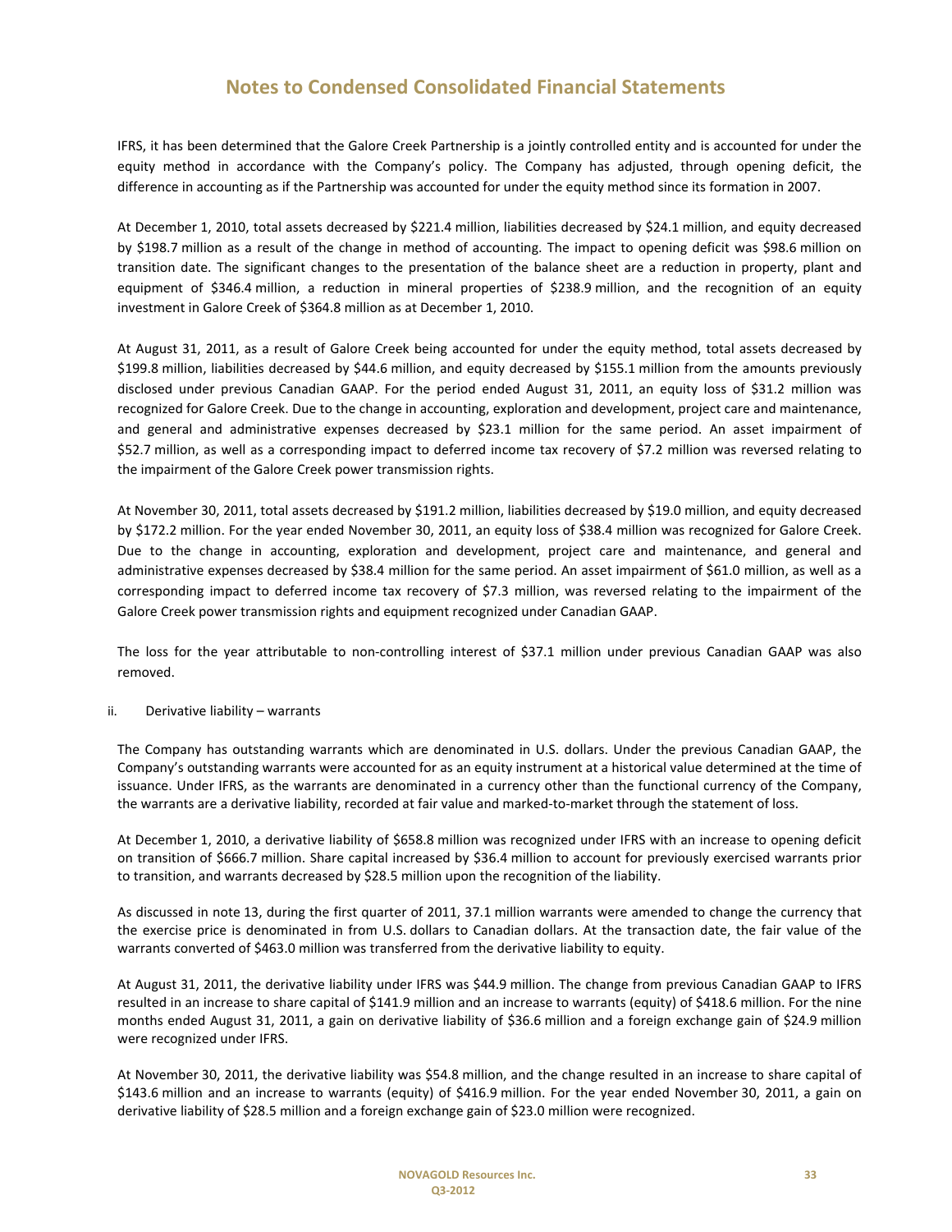# Notes to Condensed Consolidated Financial Statements

IFRS, it has been determined that the Galore Creek Partnership is a jointly controlled entity and is accounted for under the equity method in accordance with the Company's policy. The Company has adjusted, through opening deficit, the difference in accounting as if the Partnership was accounted for under the equity method since its formation in 2007.

At December 1, 2010, total assets decreased by $221.4 million, liabilities decreased by $24.1 million, and equity decreased by $198.7 million as a result of the change in method of accounting. The impact to opening deficit was $98.6 million on transition date. The significant changes to the presentation of the balance sheet are a reduction in property, plant and equipment of $346.4 million, a reduction in mineral properties of $238.9 million, and the recognition of an equity investment in Galore Creek of $364.8 million as at December 1, 2010.

At August 31, 2011, as a result of Galore Creek being accounted for under the equity method, total assets decreased by $199.8 million, liabilities decreased by $44.6 million, and equity decreased by $155.1 million from the amounts previously disclosed under previous Canadian GAAP. For the period ended August 31, 2011, an equity loss of $31.2 million was recognized for Galore Creek. Due to the change in accounting, exploration and development, project care and maintenance, and general and administrative expenses decreased by $23.1 million for the same period. An asset impairment of $52.7 million, as well as a corresponding impact to deferred income tax recovery of $7.2 million was reversed relating to the impairment of the Galore Creek power transmission rights.

At November 30, 2011, total assets decreased by $191.2 million, liabilities decreased by $19.0 million, and equity decreased by $172.2 million. For the year ended November 30, 2011, an equity loss of $38.4 million was recognized for Galore Creek. Due to the change in accounting, exploration and development, project care and maintenance, and general and administrative expenses decreased by $38.4 million for the same period. An asset impairment of $61.0 million, as well as a corresponding impact to deferred income tax recovery of $7.3 million, was reversed relating to the impairment of the Galore Creek power transmission rights and equipment recognized under Canadian GAAP.

The loss for the year attributable to non-controlling interest of $37.1 million under previous Canadian GAAP was also removed.

ii. Derivative liability – warrants

The Company has outstanding warrants which are denominated in U.S. dollars. Under the previous Canadian GAAP, the Company's outstanding warrants were accounted for as an equity instrument at a historical value determined at the time of issuance. Under IFRS, as the warrants are denominated in a currency other than the functional currency of the Company, the warrants are a derivative liability, recorded at fair value and marked-to-market through the statement of loss.

At December 1, 2010, a derivative liability of $658.8 million was recognized under IFRS with an increase to opening deficit on transition of $666.7 million. Share capital increased by $36.4 million to account for previously exercised warrants prior to transition, and warrants decreased by $28.5 million upon the recognition of the liability.

As discussed in note 13, during the first quarter of 2011, 37.1 million warrants were amended to change the currency that the exercise price is denominated in from U.S. dollars to Canadian dollars. At the transaction date, the fair value of the warrants converted of $463.0 million was transferred from the derivative liability to equity.

At August 31, 2011, the derivative liability under IFRS was $44.9 million. The change from previous Canadian GAAP to IFRS resulted in an increase to share capital of $141.9 million and an increase to warrants (equity) of $418.6 million. For the nine months ended August 31, 2011, a gain on derivative liability of $36.6 million and a foreign exchange gain of $24.9 million were recognized under IFRS.

At November 30, 2011, the derivative liability was $54.8 million, and the change resulted in an increase to share capital of $143.6 million and an increase to warrants (equity) of $416.9 million. For the year ended November 30, 2011, a gain on derivative liability of $28.5 million and a foreign exchange gain of $23.0 million were recognized.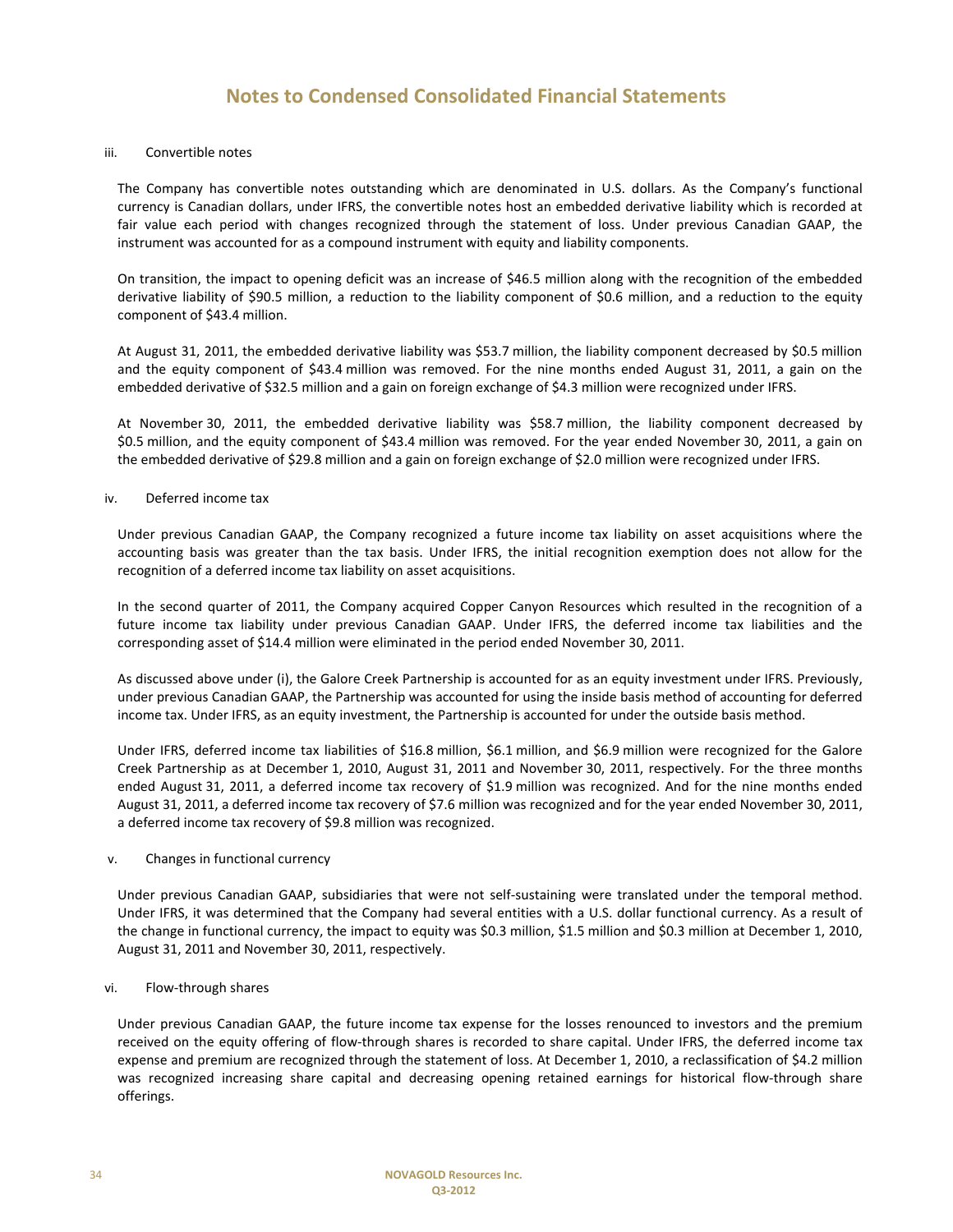# Notes to Condensed Consolidated Financial Statements

iii. Convertible notes

The Company has convertible notes outstanding which are denominated in U.S. dollars. As the Company's functional currency is Canadian dollars, under IFRS, the convertible notes host an embedded derivative liability which is recorded at fair value each period with changes recognized through the statement of loss. Under previous Canadian GAAP, the instrument was accounted for as a compound instrument with equity and liability components.

On transition, the impact to opening deficit was an increase of $46.5 million along with the recognition of the embedded derivative liability of $90.5 million, a reduction to the liability component of $0.6 million, and a reduction to the equity component of $43.4 million.

At August 31, 2011, the embedded derivative liability was $53.7 million, the liability component decreased by $0.5 million and the equity component of $43.4 million was removed. For the nine months ended August 31, 2011, a gain on the embedded derivative of $32.5 million and a gain on foreign exchange of $4.3 million were recognized under IFRS.

At November 30, 2011, the embedded derivative liability was $58.7 million, the liability component decreased by $0.5 million, and the equity component of $43.4 million was removed. For the year ended November 30, 2011, a gain on the embedded derivative of $29.8 million and a gain on foreign exchange of $2.0 million were recognized under IFRS.

iv. Deferred income tax

Under previous Canadian GAAP, the Company recognized a future income tax liability on asset acquisitions where the accounting basis was greater than the tax basis. Under IFRS, the initial recognition exemption does not allow for the recognition of a deferred income tax liability on asset acquisitions.

In the second quarter of 2011, the Company acquired Copper Canyon Resources which resulted in the recognition of a future income tax liability under previous Canadian GAAP. Under IFRS, the deferred income tax liabilities and the corresponding asset of $14.4 million were eliminated in the period ended November 30, 2011.

As discussed above under (i), the Galore Creek Partnership is accounted for as an equity investment under IFRS. Previously, under previous Canadian GAAP, the Partnership was accounted for using the inside basis method of accounting for deferred income tax. Under IFRS, as an equity investment, the Partnership is accounted for under the outside basis method.

Under IFRS, deferred income tax liabilities of $16.8 million, $6.1 million, and $6.9 million were recognized for the Galore Creek Partnership as at December 1, 2010, August 31, 2011 and November 30, 2011, respectively. For the three months ended August 31, 2011, a deferred income tax recovery of $1.9 million was recognized. And for the nine months ended August 31, 2011, a deferred income tax recovery of $7.6 million was recognized and for the year ended November 30, 2011, a deferred income tax recovery of $9.8 million was recognized.

v. Changes in functional currency

Under previous Canadian GAAP, subsidiaries that were not self-sustaining were translated under the temporal method. Under IFRS, it was determined that the Company had several entities with a U.S. dollar functional currency. As a result of the change in functional currency, the impact to equity was $0.3 million, $1.5 million and $0.3 million at December 1, 2010, August 31, 2011 and November 30, 2011, respectively.

vi. Flow-through shares

Under previous Canadian GAAP, the future income tax expense for the losses renounced to investors and the premium received on the equity offering of flow-through shares is recorded to share capital. Under IFRS, the deferred income tax expense and premium are recognized through the statement of loss. At December 1, 2010, a reclassification of $4.2 million was recognized increasing share capital and decreasing opening retained earnings for historical flow-through share offerings.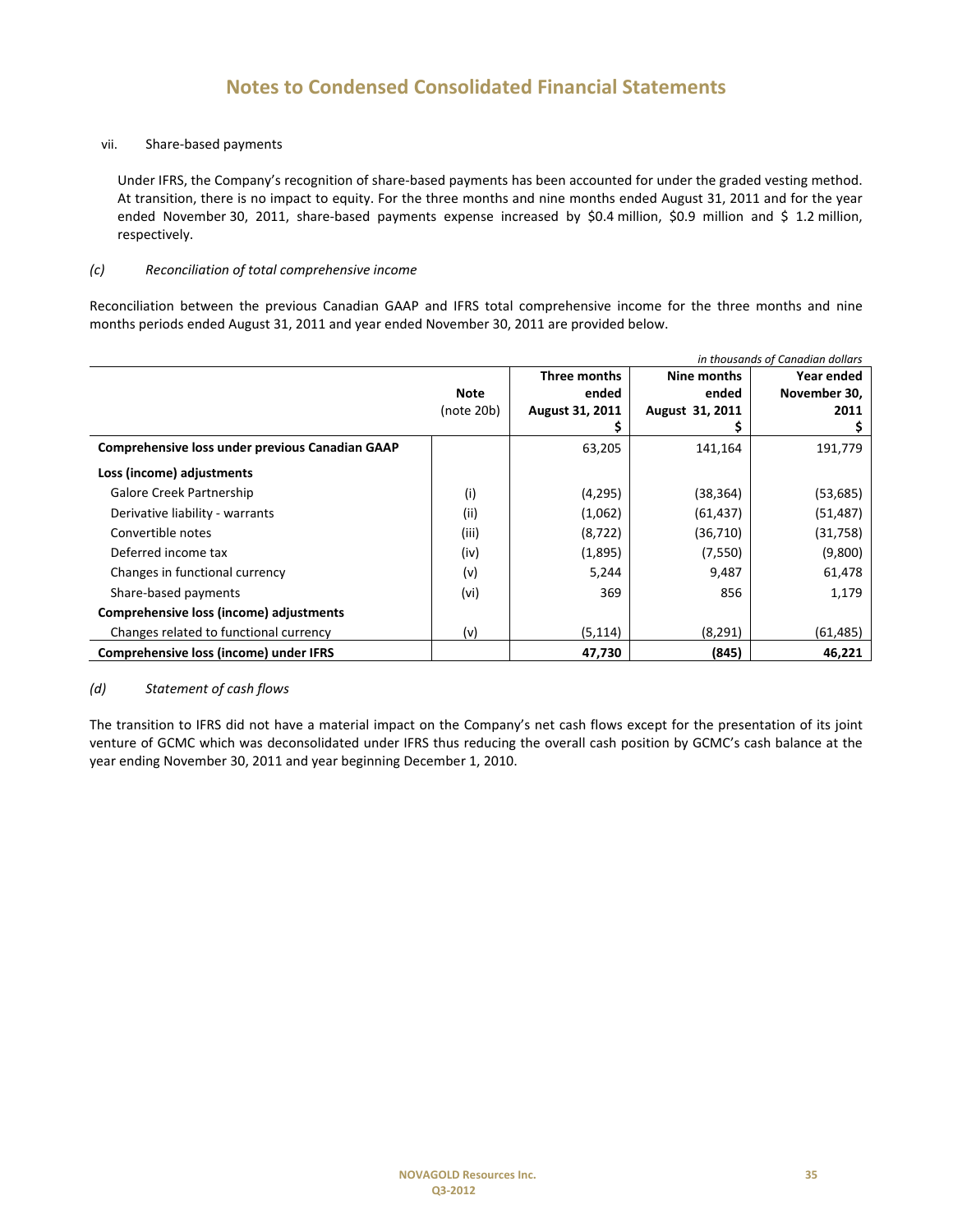# Notes to Condensed Consolidated Financial Statements

vii. Share-based payments

Under IFRS, the Company's recognition of share-based payments has been accounted for under the graded vesting method. At transition, there is no impact to equity. For the three months and nine months ended August 31, 2011 and for the year ended November 30, 2011, share-based payments expense increased by $0.4 million, $0.9 million and $ 1.2 million, respectively.

*(c) Reconciliation of total comprehensive income*

Reconciliation between the previous Canadian GAAP and IFRS total comprehensive income for the three months and nine months periods ended August 31, 2011 and year ended November 30, 2011 are provided below.

*in thousands of Canadian dollars*

| | Note (note 20b) | Three months ended August 31, 2011 $ | Nine months ended August 31, 2011 $ | Year ended November 30, 2011 $ |
|---|---|---|---|---|
| **Comprehensive loss under previous Canadian GAAP** | | 63,205 | 141,164 | 191,779 |
| **Loss (income) adjustments** | | | | |
| Galore Creek Partnership | (i) | (4,295) | (38,364) | (53,685) |
| Derivative liability - warrants | (ii) | (1,062) | (61,437) | (51,487) |
| Convertible notes | (iii) | (8,722) | (36,710) | (31,758) |
| Deferred income tax | (iv) | (1,895) | (7,550) | (9,800) |
| Changes in functional currency | (v) | 5,244 | 9,487 | 61,478 |
| Share-based payments | (vi) | 369 | 856 | 1,179 |
| **Comprehensive loss (income) adjustments** | | | | |
| Changes related to functional currency | (v) | (5,114) | (8,291) | (61,485) |
| **Comprehensive loss (income) under IFRS** | | **47,730** | **(845)** | **46,221** |

*(d) Statement of cash flows*

The transition to IFRS did not have a material impact on the Company's net cash flows except for the presentation of its joint venture of GCMC which was deconsolidated under IFRS thus reducing the overall cash position by GCMC's cash balance at the year ending November 30, 2011 and year beginning December 1, 2010.